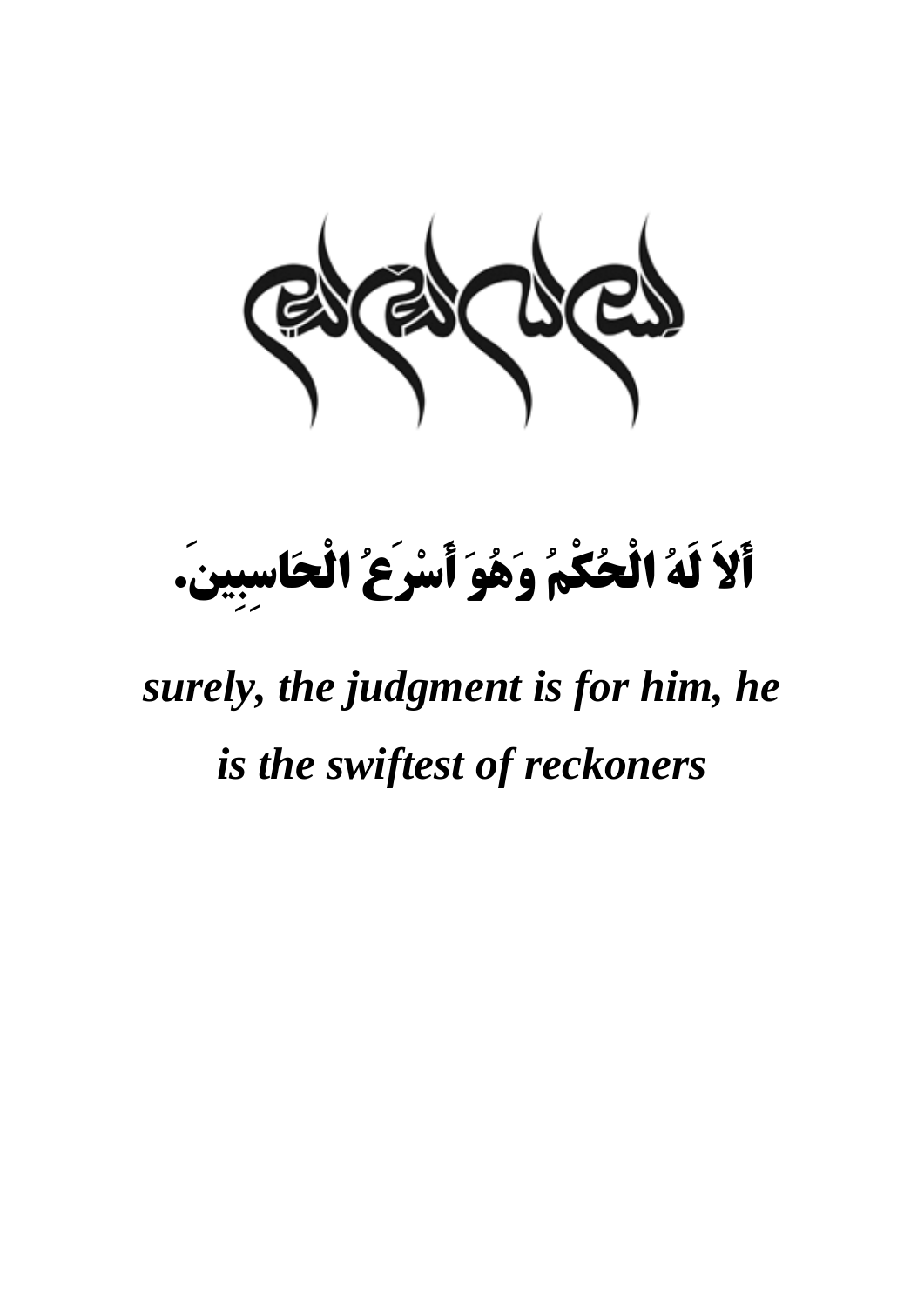أَلاَ لَهُ الْحُكْمُ وَهُوَ أَسْرَعُ الْحَاسِبِينَ.

***surely, the judgment is for him, he is the swiftest of reckoners***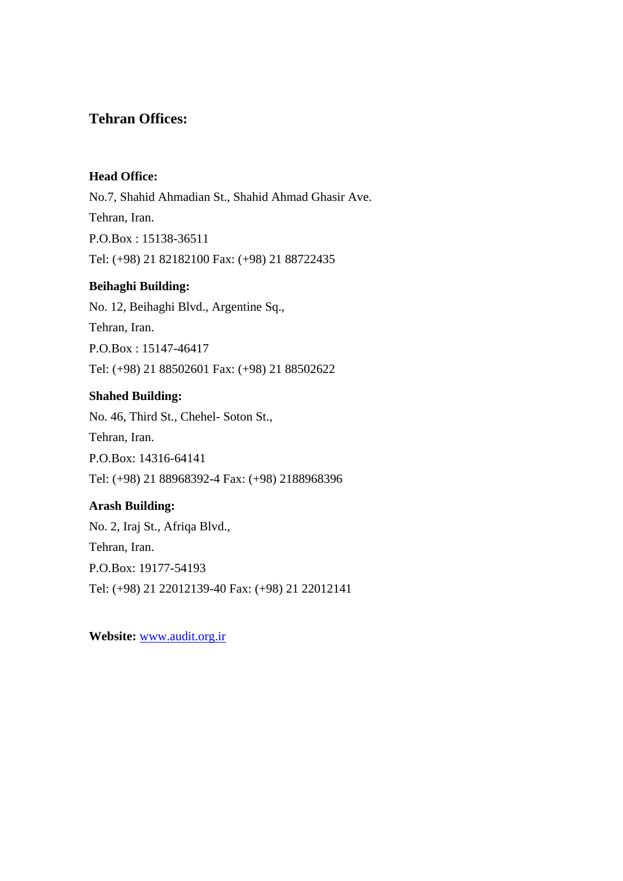## Tehran Offices:

**Head Office:**

No.7, Shahid Ahmadian St., Shahid Ahmad Ghasir Ave.

Tehran, Iran.

P.O.Box : 15138-36511

Tel: (+98) 21 82182100 Fax: (+98) 21 88722435

**Beihaghi Building:**

No. 12, Beihaghi Blvd., Argentine Sq.,

Tehran, Iran.

P.O.Box : 15147-46417

Tel: (+98) 21 88502601 Fax: (+98) 21 88502622

**Shahed Building:**

No. 46, Third St., Chehel- Soton St.,

Tehran, Iran.

P.O.Box: 14316-64141

Tel: (+98) 21 88968392-4 Fax: (+98) 2188968396

**Arash Building:**

No. 2, Iraj St., Afriqa Blvd.,

Tehran, Iran.

P.O.Box: 19177-54193

Tel: (+98) 21 22012139-40 Fax: (+98) 21 22012141

**Website:** www.audit.org.ir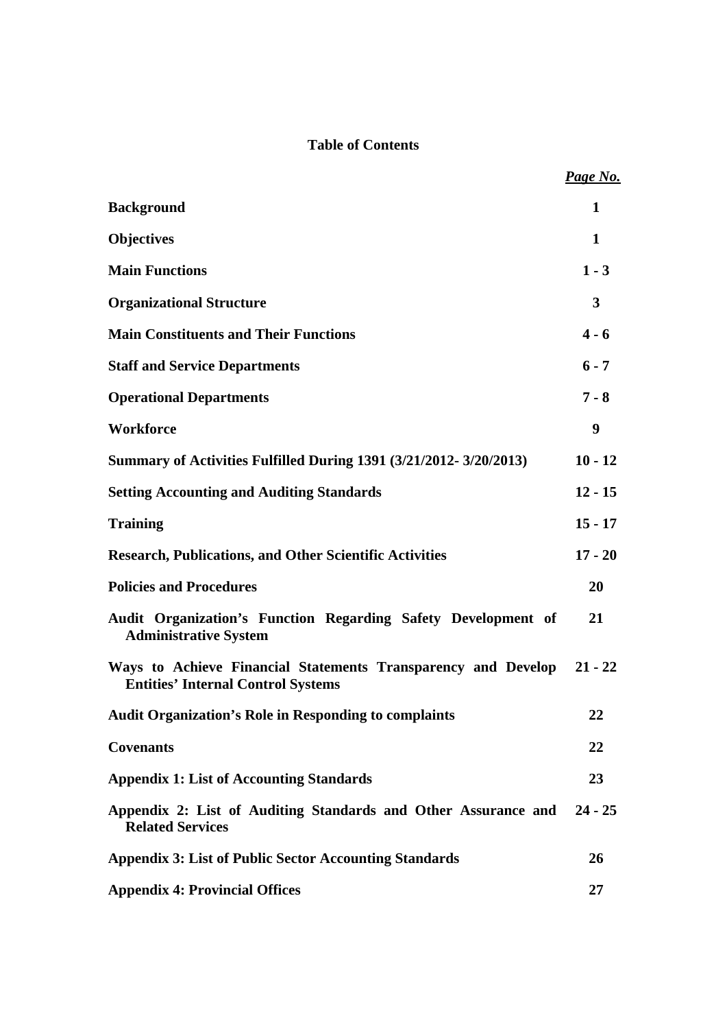# Table of Contents

| | *Page No.* |
|---|---|
| **Background** | **1** |
| **Objectives** | **1** |
| **Main Functions** | **1 - 3** |
| **Organizational Structure** | **3** |
| **Main Constituents and Their Functions** | **4 - 6** |
| **Staff and Service Departments** | **6 - 7** |
| **Operational Departments** | **7 - 8** |
| **Workforce** | **9** |
| **Summary of Activities Fulfilled During 1391 (3/21/2012- 3/20/2013)** | **10 - 12** |
| **Setting Accounting and Auditing Standards** | **12 - 15** |
| **Training** | **15 - 17** |
| **Research, Publications, and Other Scientific Activities** | **17 - 20** |
| **Policies and Procedures** | **20** |
| **Audit Organization's Function Regarding Safety Development of Administrative System** | **21** |
| **Ways to Achieve Financial Statements Transparency and Develop Entities' Internal Control Systems** | **21 - 22** |
| **Audit Organization's Role in Responding to complaints** | **22** |
| **Covenants** | **22** |
| **Appendix 1: List of Accounting Standards** | **23** |
| **Appendix 2: List of Auditing Standards and Other Assurance and Related Services** | **24 - 25** |
| **Appendix 3: List of Public Sector Accounting Standards** | **26** |
| **Appendix 4: Provincial Offices** | **27** |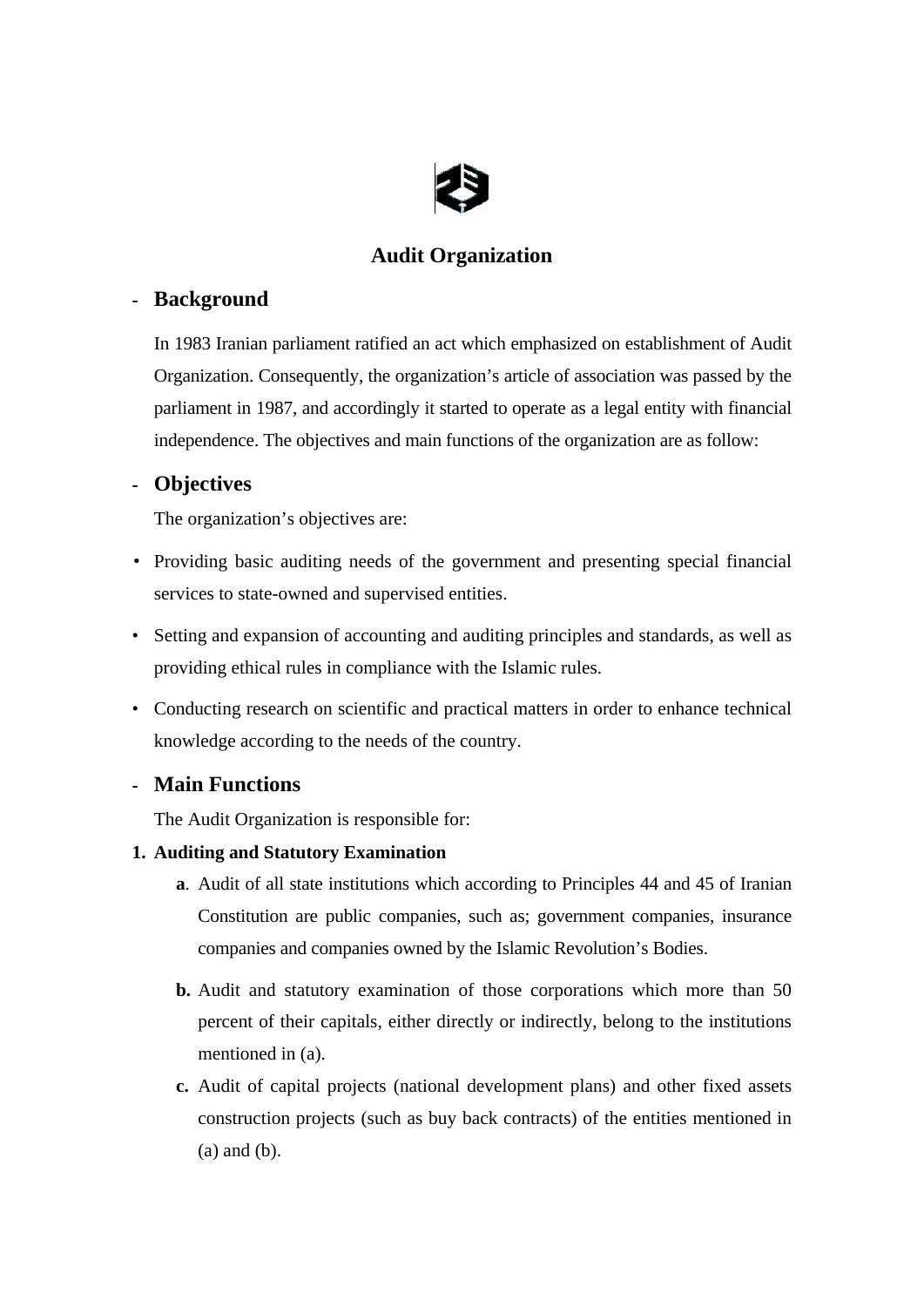# Audit Organization

## - Background

In 1983 Iranian parliament ratified an act which emphasized on establishment of Audit Organization. Consequently, the organization's article of association was passed by the parliament in 1987, and accordingly it started to operate as a legal entity with financial independence. The objectives and main functions of the organization are as follow:

## - Objectives

The organization's objectives are:

- Providing basic auditing needs of the government and presenting special financial services to state-owned and supervised entities.
- Setting and expansion of accounting and auditing principles and standards, as well as providing ethical rules in compliance with the Islamic rules.
- Conducting research on scientific and practical matters in order to enhance technical knowledge according to the needs of the country.

## - Main Functions

The Audit Organization is responsible for:

**1. Auditing and Statutory Examination**

**a**. Audit of all state institutions which according to Principles 44 and 45 of Iranian Constitution are public companies, such as; government companies, insurance companies and companies owned by the Islamic Revolution's Bodies.

**b.** Audit and statutory examination of those corporations which more than 50 percent of their capitals, either directly or indirectly, belong to the institutions mentioned in (a).

**c.** Audit of capital projects (national development plans) and other fixed assets construction projects (such as buy back contracts) of the entities mentioned in (a) and (b).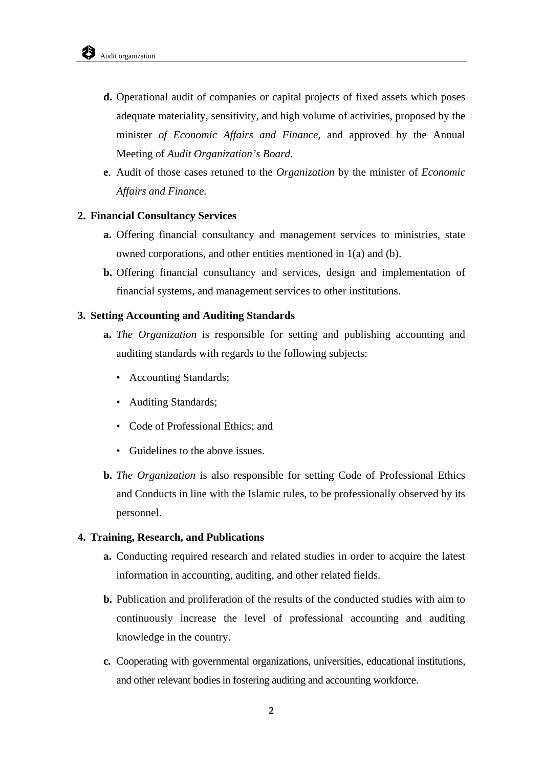**d.** Operational audit of companies or capital projects of fixed assets which poses adequate materiality, sensitivity, and high volume of activities, proposed by the minister *of Economic Affairs and Finance,* and approved by the Annual Meeting of *Audit Organization's Board.*

**e**. Audit of those cases retuned to the *Organization* by the minister of *Economic Affairs and Finance.*

**2. Financial Consultancy Services**

**a.** Offering financial consultancy and management services to ministries, state owned corporations, and other entities mentioned in 1(a) and (b).

**b.** Offering financial consultancy and services, design and implementation of financial systems, and management services to other institutions.

**3. Setting Accounting and Auditing Standards**

**a.** *The Organization* is responsible for setting and publishing accounting and auditing standards with regards to the following subjects:

- Accounting Standards;
- Auditing Standards;
- Code of Professional Ethics; and
- Guidelines to the above issues.

**b.** *The Organization* is also responsible for setting Code of Professional Ethics and Conducts in line with the Islamic rules, to be professionally observed by its personnel.

**4. Training, Research, and Publications**

**a.** Conducting required research and related studies in order to acquire the latest information in accounting, auditing, and other related fields.

**b.** Publication and proliferation of the results of the conducted studies with aim to continuously increase the level of professional accounting and auditing knowledge in the country.

**c.** Cooperating with governmental organizations, universities, educational institutions, and other relevant bodies in fostering auditing and accounting workforce.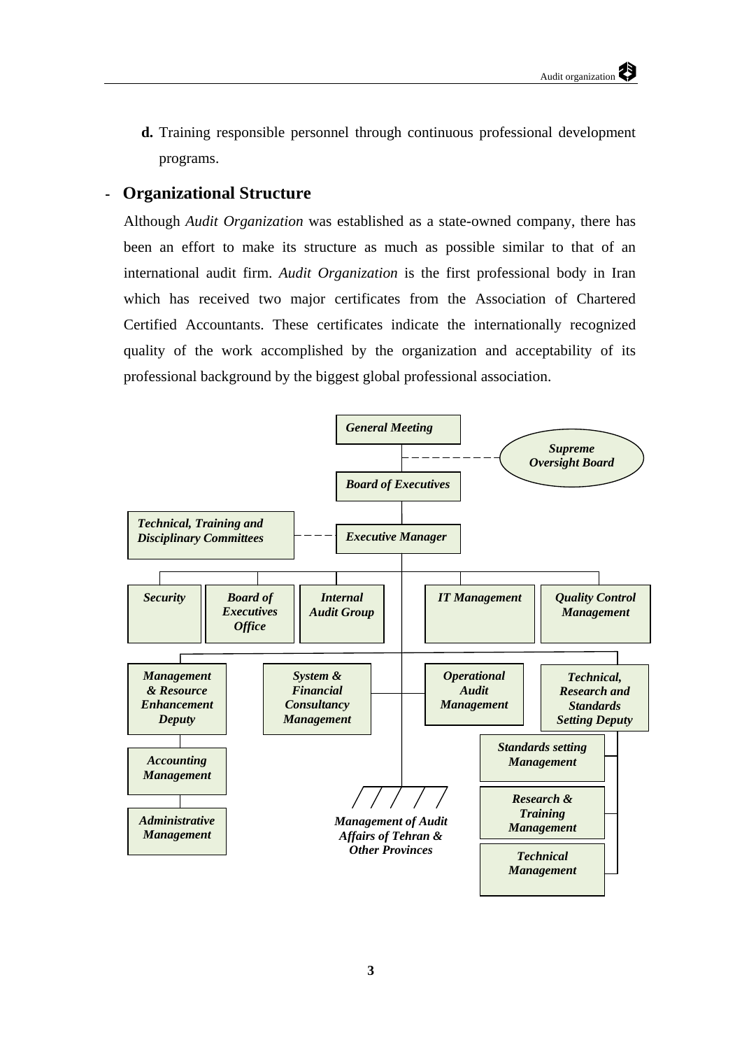**d.** Training responsible personnel through continuous professional development programs.

## - Organizational Structure

Although *Audit Organization* was established as a state-owned company, there has been an effort to make its structure as much as possible similar to that of an international audit firm. *Audit Organization* is the first professional body in Iran which has received two major certificates from the Association of Chartered Certified Accountants. These certificates indicate the internationally recognized quality of the work accomplished by the organization and acceptability of its professional background by the biggest global professional association.

- ***General Meeting*** (- - - ***Supreme Oversight Board***)
  - ***Board of Executives***
    - ***Executive Manager*** (- - - ***Technical, Training and Disciplinary Committees***)
      - ***Security***
      - ***Board of Executives Office***
      - ***Internal Audit Group***
      - ***IT Management***
      - ***Quality Control Management***
      - ***Management & Resource Enhancement Deputy***
        - ***Accounting Management***
        - ***Administrative Management***
      - ***System & Financial Consultancy Management***
      - ***Operational Audit Management***
      - ***Technical, Research and Standards Setting Deputy***
        - ***Standards setting Management***
        - ***Research & Training Management***
        - ***Technical Management***
      - ***Management of Audit Affairs of Tehran & Other Provinces***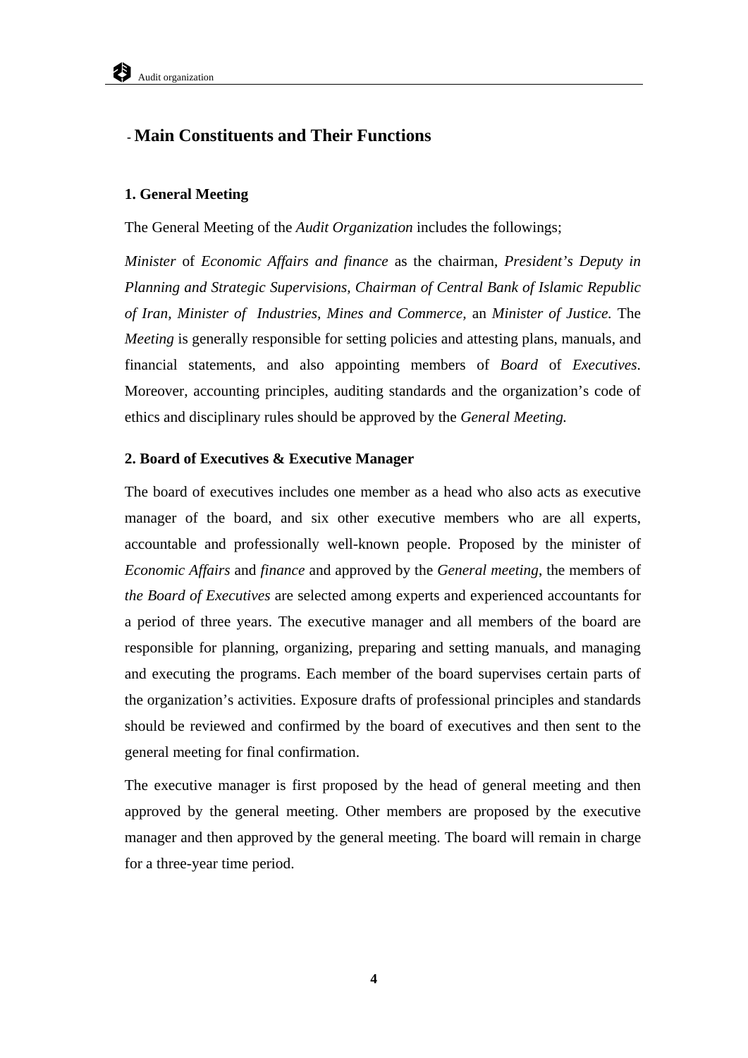## - Main Constituents and Their Functions

### 1. General Meeting

The General Meeting of the *Audit Organization* includes the followings;

*Minister* of *Economic Affairs and finance* as the chairman, *President's Deputy in Planning and Strategic Supervisions, Chairman of Central Bank of Islamic Republic of Iran, Minister of Industries, Mines and Commerce*, an *Minister of Justice.* The *Meeting* is generally responsible for setting policies and attesting plans, manuals, and financial statements, and also appointing members of *Board* of *Executives*. Moreover, accounting principles, auditing standards and the organization's code of ethics and disciplinary rules should be approved by the *General Meeting.*

### 2. Board of Executives & Executive Manager

The board of executives includes one member as a head who also acts as executive manager of the board, and six other executive members who are all experts, accountable and professionally well-known people. Proposed by the minister of *Economic Affairs* and *finance* and approved by the *General meeting*, the members of *the Board of Executives* are selected among experts and experienced accountants for a period of three years. The executive manager and all members of the board are responsible for planning, organizing, preparing and setting manuals, and managing and executing the programs. Each member of the board supervises certain parts of the organization's activities. Exposure drafts of professional principles and standards should be reviewed and confirmed by the board of executives and then sent to the general meeting for final confirmation.

The executive manager is first proposed by the head of general meeting and then approved by the general meeting. Other members are proposed by the executive manager and then approved by the general meeting. The board will remain in charge for a three-year time period.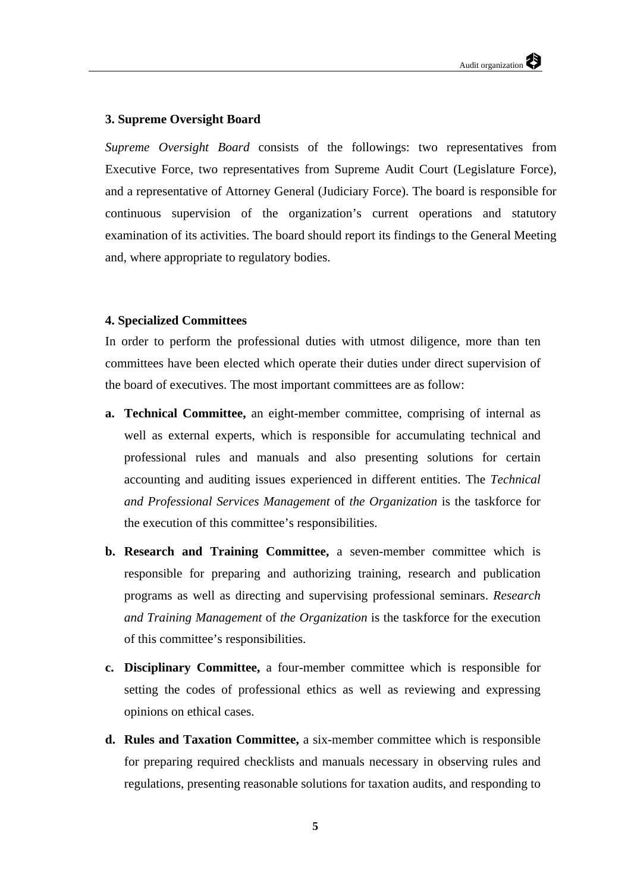### 3. Supreme Oversight Board

*Supreme Oversight Board* consists of the followings: two representatives from Executive Force, two representatives from Supreme Audit Court (Legislature Force), and a representative of Attorney General (Judiciary Force). The board is responsible for continuous supervision of the organization's current operations and statutory examination of its activities. The board should report its findings to the General Meeting and, where appropriate to regulatory bodies.

### 4. Specialized Committees

In order to perform the professional duties with utmost diligence, more than ten committees have been elected which operate their duties under direct supervision of the board of executives. The most important committees are as follow:

- **a. Technical Committee,** an eight-member committee, comprising of internal as well as external experts, which is responsible for accumulating technical and professional rules and manuals and also presenting solutions for certain accounting and auditing issues experienced in different entities. The *Technical and Professional Services Management* of *the Organization* is the taskforce for the execution of this committee's responsibilities.
- **b. Research and Training Committee,** a seven-member committee which is responsible for preparing and authorizing training, research and publication programs as well as directing and supervising professional seminars. *Research and Training Management* of *the Organization* is the taskforce for the execution of this committee's responsibilities.
- **c. Disciplinary Committee,** a four-member committee which is responsible for setting the codes of professional ethics as well as reviewing and expressing opinions on ethical cases.
- **d. Rules and Taxation Committee,** a six-member committee which is responsible for preparing required checklists and manuals necessary in observing rules and regulations, presenting reasonable solutions for taxation audits, and responding to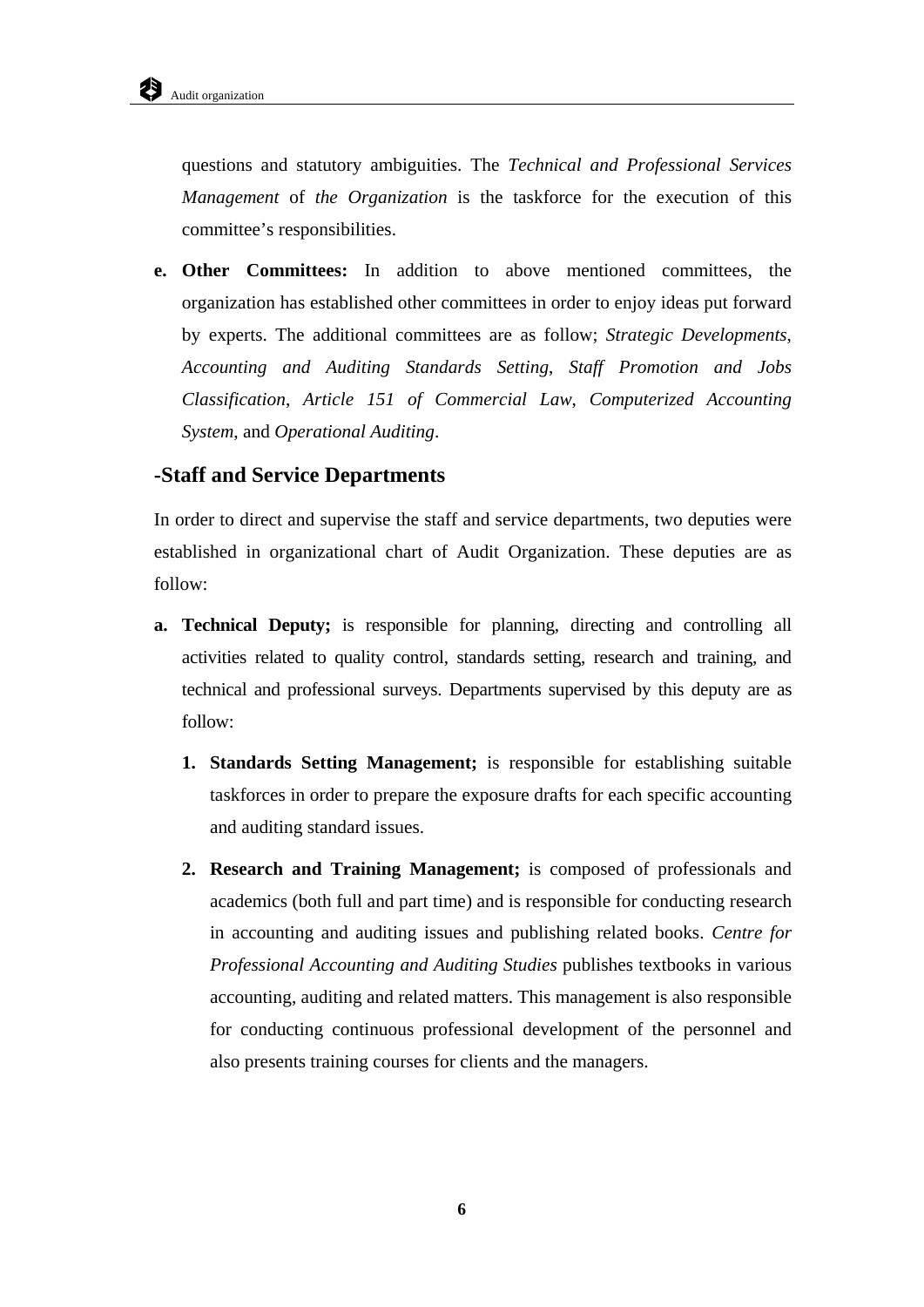questions and statutory ambiguities. The *Technical and Professional Services Management* of *the Organization* is the taskforce for the execution of this committee's responsibilities.

**e. Other Committees:** In addition to above mentioned committees, the organization has established other committees in order to enjoy ideas put forward by experts. The additional committees are as follow; *Strategic Developments*, *Accounting and Auditing Standards Setting*, *Staff Promotion and Jobs Classification*, *Article 151 of Commercial Law*, *Computerized Accounting System*, and *Operational Auditing*.

### -Staff and Service Departments

In order to direct and supervise the staff and service departments, two deputies were established in organizational chart of Audit Organization. These deputies are as follow:

**a. Technical Deputy;** is responsible for planning, directing and controlling all activities related to quality control, standards setting, research and training, and technical and professional surveys. Departments supervised by this deputy are as follow:

1. **Standards Setting Management;** is responsible for establishing suitable taskforces in order to prepare the exposure drafts for each specific accounting and auditing standard issues.

2. **Research and Training Management;** is composed of professionals and academics (both full and part time) and is responsible for conducting research in accounting and auditing issues and publishing related books. *Centre for Professional Accounting and Auditing Studies* publishes textbooks in various accounting, auditing and related matters. This management is also responsible for conducting continuous professional development of the personnel and also presents training courses for clients and the managers.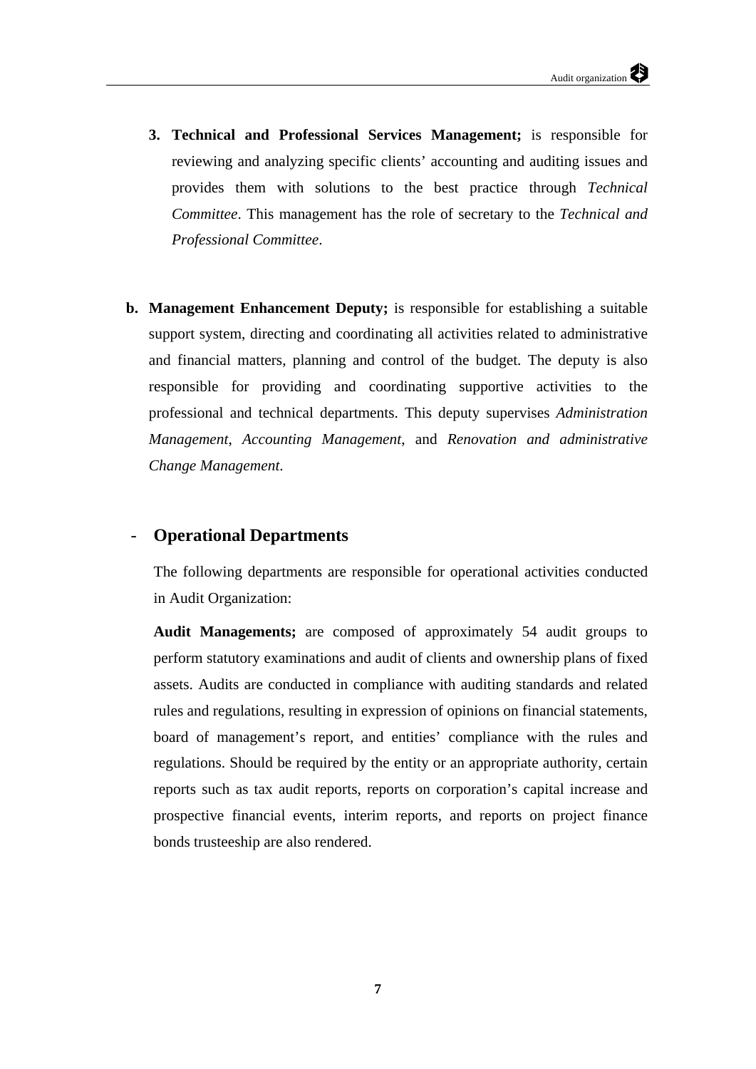3. **Technical and Professional Services Management;** is responsible for reviewing and analyzing specific clients' accounting and auditing issues and provides them with solutions to the best practice through *Technical Committee*. This management has the role of secretary to the *Technical and Professional Committee*.

b. **Management Enhancement Deputy;** is responsible for establishing a suitable support system, directing and coordinating all activities related to administrative and financial matters, planning and control of the budget. The deputy is also responsible for providing and coordinating supportive activities to the professional and technical departments. This deputy supervises *Administration Management*, *Accounting Management*, and *Renovation and administrative Change Management*.

## - Operational Departments

The following departments are responsible for operational activities conducted in Audit Organization:

**Audit Managements;** are composed of approximately 54 audit groups to perform statutory examinations and audit of clients and ownership plans of fixed assets. Audits are conducted in compliance with auditing standards and related rules and regulations, resulting in expression of opinions on financial statements, board of management's report, and entities' compliance with the rules and regulations. Should be required by the entity or an appropriate authority, certain reports such as tax audit reports, reports on corporation's capital increase and prospective financial events, interim reports, and reports on project finance bonds trusteeship are also rendered.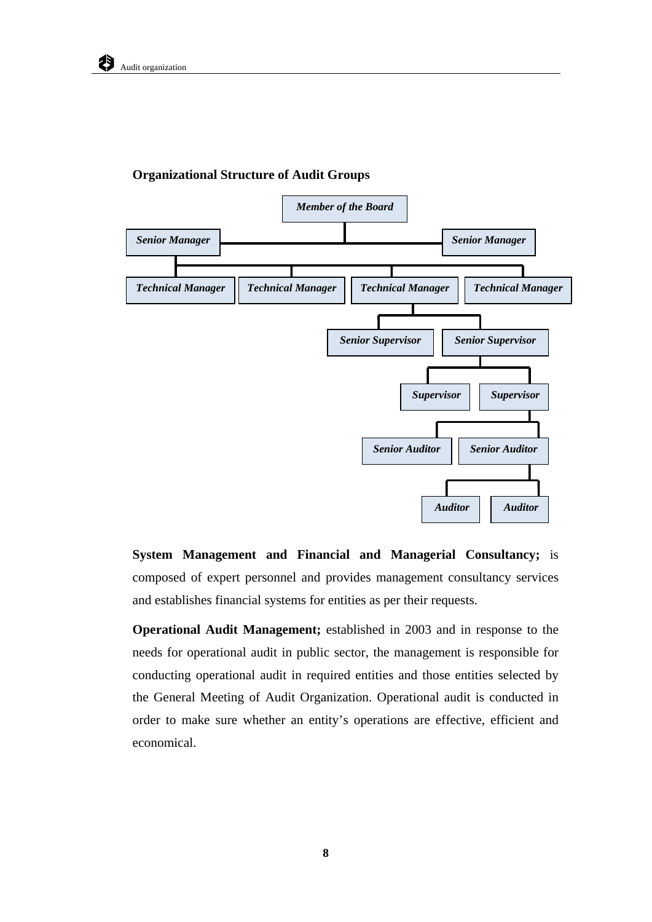**Organizational Structure of Audit Groups**

*Member of the Board*

*Senior Manager* — *Senior Manager*

*Technical Manager* — *Technical Manager* — *Technical Manager* — *Technical Manager*

*Senior Supervisor* — *Senior Supervisor*

*Supervisor* — *Supervisor*

*Senior Auditor* — *Senior Auditor*

*Auditor* — *Auditor*

**System Management and Financial and Managerial Consultancy;** is composed of expert personnel and provides management consultancy services and establishes financial systems for entities as per their requests.

**Operational Audit Management;** established in 2003 and in response to the needs for operational audit in public sector, the management is responsible for conducting operational audit in required entities and those entities selected by the General Meeting of Audit Organization. Operational audit is conducted in order to make sure whether an entity's operations are effective, efficient and economical.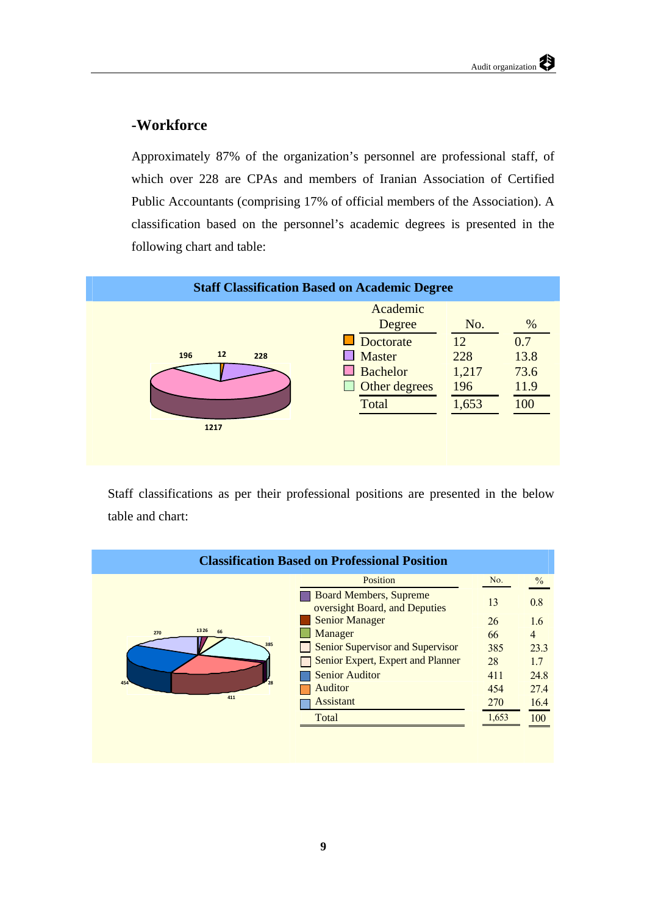## -Workforce

Approximately 87% of the organization's personnel are professional staff, of which over 228 are CPAs and members of Iranian Association of Certified Public Accountants (comprising 17% of official members of the Association). A classification based on the personnel's academic degrees is presented in the following chart and table:

**Staff Classification Based on Academic Degree**

| Academic Degree | No. | % |
|---|---|---|
| Doctorate | 12 | 0.7 |
| Master | 228 | 13.8 |
| Bachelor | 1,217 | 73.6 |
| Other degrees | 196 | 11.9 |
| Total | 1,653 | 100 |

Staff classifications as per their professional positions are presented in the below table and chart:

**Classification Based on Professional Position**

| Position | No. | % |
|---|---|---|
| Board Members, Supreme oversight Board, and Deputies | 13 | 0.8 |
| Senior Manager | 26 | 1.6 |
| Manager | 66 | 4 |
| Senior Supervisor and Supervisor | 385 | 23.3 |
| Senior Expert, Expert and Planner | 28 | 1.7 |
| Senior Auditor | 411 | 24.8 |
| Auditor | 454 | 27.4 |
| Assistant | 270 | 16.4 |
| Total | 1,653 | 100 |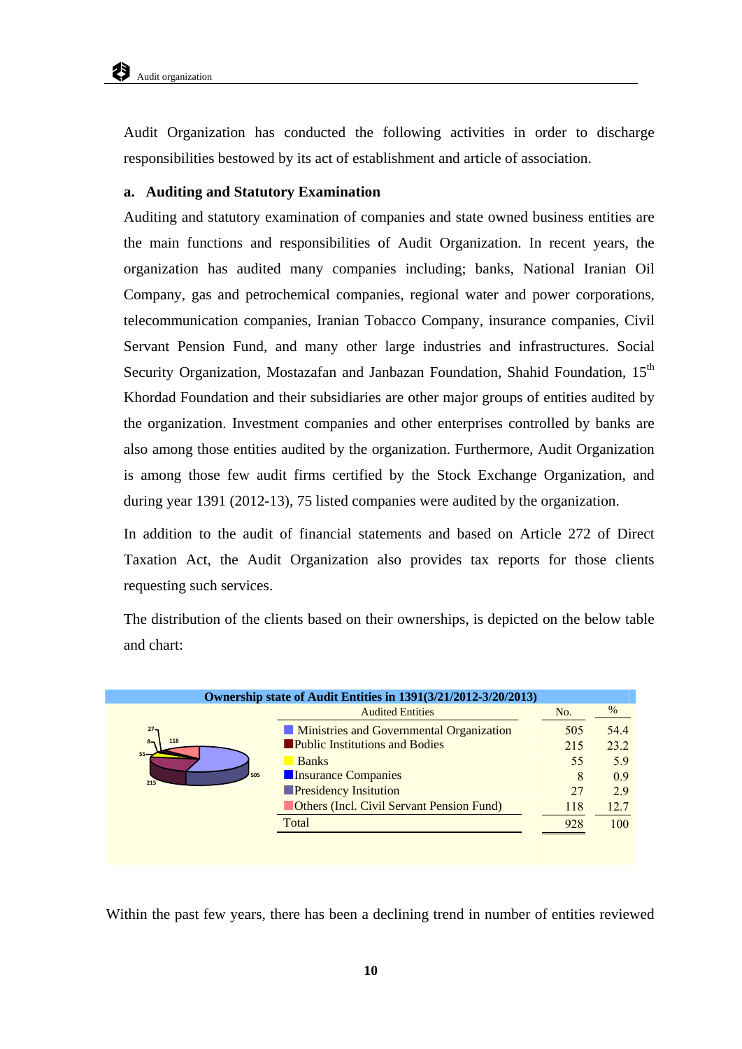Audit Organization has conducted the following activities in order to discharge responsibilities bestowed by its act of establishment and article of association.

**a. Auditing and Statutory Examination**

Auditing and statutory examination of companies and state owned business entities are the main functions and responsibilities of Audit Organization. In recent years, the organization has audited many companies including; banks, National Iranian Oil Company, gas and petrochemical companies, regional water and power corporations, telecommunication companies, Iranian Tobacco Company, insurance companies, Civil Servant Pension Fund, and many other large industries and infrastructures. Social Security Organization, Mostazafan and Janbazan Foundation, Shahid Foundation, 15th Khordad Foundation and their subsidiaries are other major groups of entities audited by the organization. Investment companies and other enterprises controlled by banks are also among those entities audited by the organization. Furthermore, Audit Organization is among those few audit firms certified by the Stock Exchange Organization, and during year 1391 (2012-13), 75 listed companies were audited by the organization.

In addition to the audit of financial statements and based on Article 272 of Direct Taxation Act, the Audit Organization also provides tax reports for those clients requesting such services.

The distribution of the clients based on their ownerships, is depicted on the below table and chart:

**Ownership state of Audit Entities in 1391(3/21/2012-3/20/2013)**

| Audited Entities | No. | % |
|---|---|---|
| Ministries and Governmental Organization | 505 | 54.4 |
| Public Institutions and Bodies | 215 | 23.2 |
| Banks | 55 | 5.9 |
| Insurance Companies | 8 | 0.9 |
| Presidency Insitution | 27 | 2.9 |
| Others (Incl. Civil Servant Pension Fund) | 118 | 12.7 |
| Total | 928 | 100 |

Within the past few years, there has been a declining trend in number of entities reviewed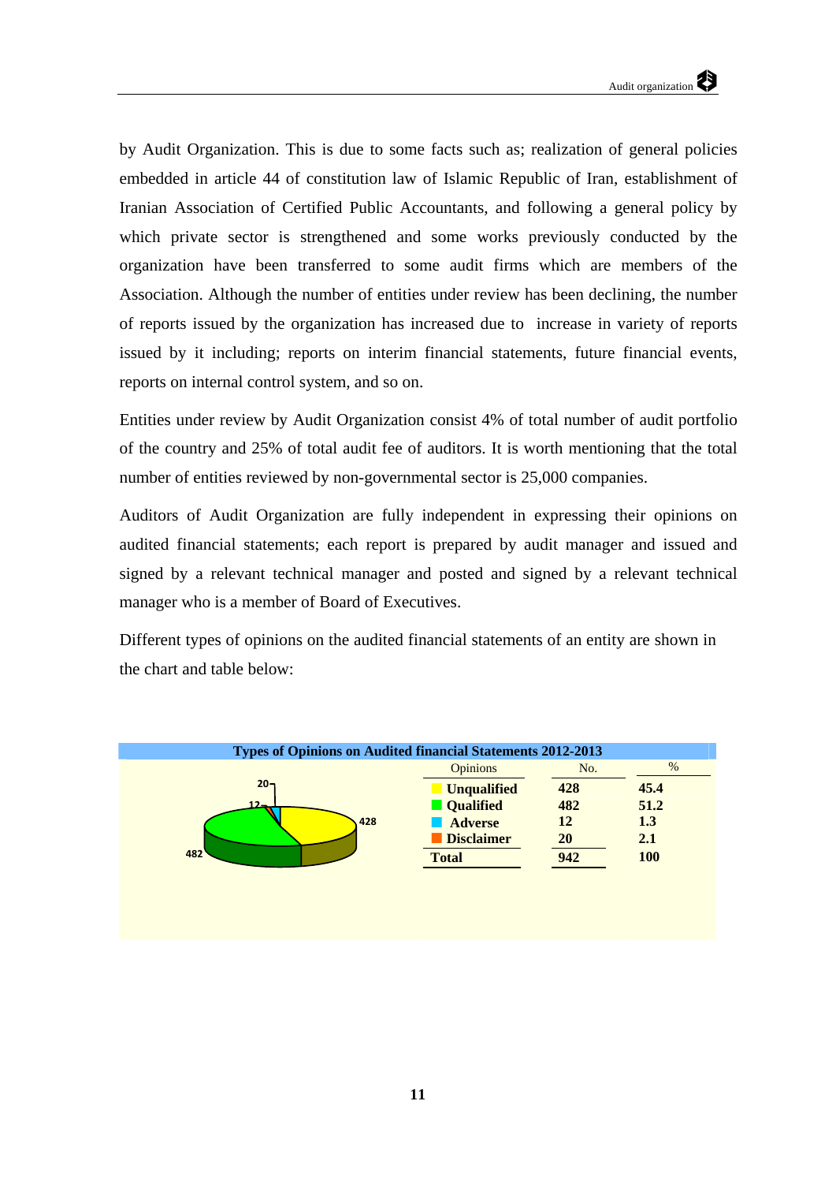by Audit Organization. This is due to some facts such as; realization of general policies embedded in article 44 of constitution law of Islamic Republic of Iran, establishment of Iranian Association of Certified Public Accountants, and following a general policy by which private sector is strengthened and some works previously conducted by the organization have been transferred to some audit firms which are members of the Association. Although the number of entities under review has been declining, the number of reports issued by the organization has increased due to increase in variety of reports issued by it including; reports on interim financial statements, future financial events, reports on internal control system, and so on.

Entities under review by Audit Organization consist 4% of total number of audit portfolio of the country and 25% of total audit fee of auditors. It is worth mentioning that the total number of entities reviewed by non-governmental sector is 25,000 companies.

Auditors of Audit Organization are fully independent in expressing their opinions on audited financial statements; each report is prepared by audit manager and issued and signed by a relevant technical manager and posted and signed by a relevant technical manager who is a member of Board of Executives.

Different types of opinions on the audited financial statements of an entity are shown in the chart and table below:

**Types of Opinions on Audited financial Statements 2012-2013**

| Opinions | No. | % |
|---|---|---|
| **Unqualified** | **428** | **45.4** |
| **Qualified** | **482** | **51.2** |
| **Adverse** | **12** | **1.3** |
| **Disclaimer** | **20** | **2.1** |
| **Total** | **942** | **100** |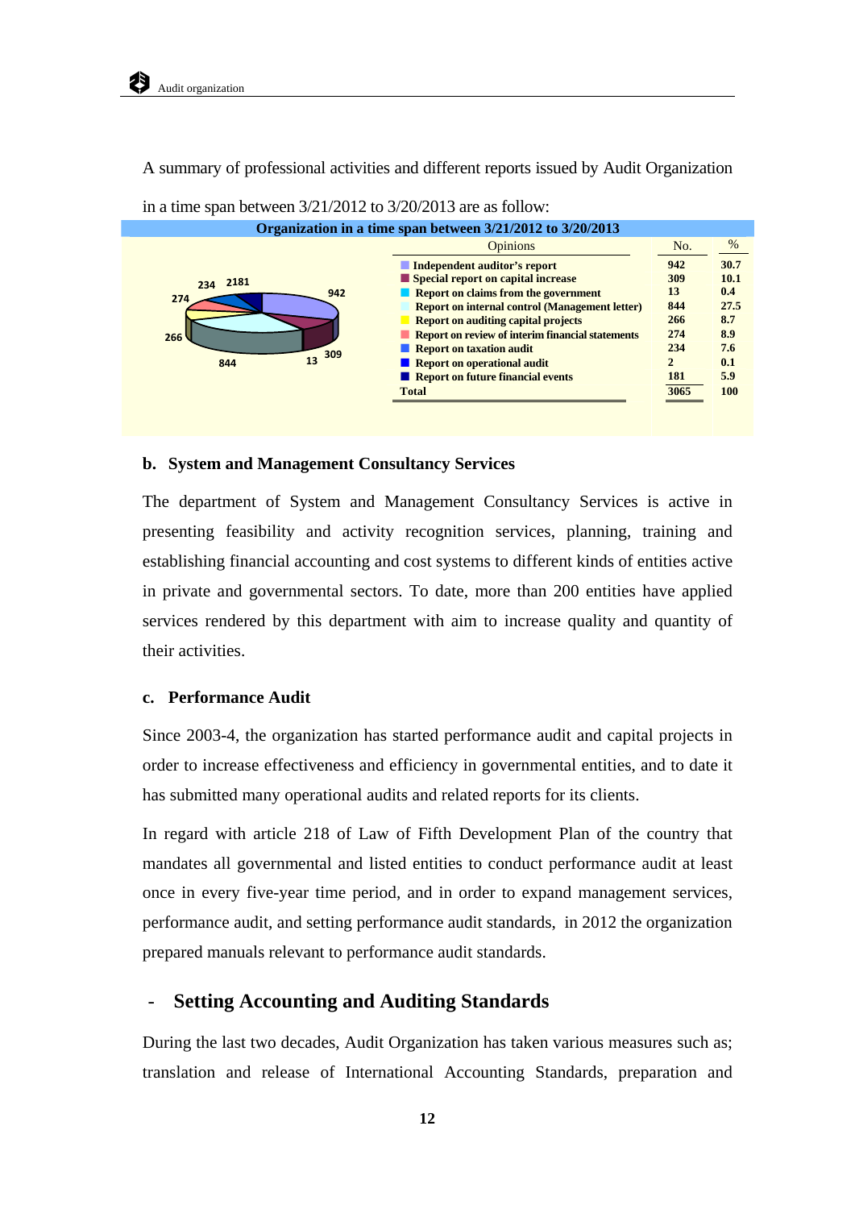A summary of professional activities and different reports issued by Audit Organization in a time span between 3/21/2012 to 3/20/2013 are as follow:

**Organization in a time span between 3/21/2012 to 3/20/2013**

| Opinions | No. | % |
|---|---|---|
| Independent auditor's report | 942 | 30.7 |
| Special report on capital increase | 309 | 10.1 |
| Report on claims from the government | 13 | 0.4 |
| Report on internal control (Management letter) | 844 | 27.5 |
| Report on auditing capital projects | 266 | 8.7 |
| Report on review of interim financial statements | 274 | 8.9 |
| Report on taxation audit | 234 | 7.6 |
| Report on operational audit | 2 | 0.1 |
| Report on future financial events | 181 | 5.9 |
| **Total** | **3065** | **100** |

### b. System and Management Consultancy Services

The department of System and Management Consultancy Services is active in presenting feasibility and activity recognition services, planning, training and establishing financial accounting and cost systems to different kinds of entities active in private and governmental sectors. To date, more than 200 entities have applied services rendered by this department with aim to increase quality and quantity of their activities.

### c. Performance Audit

Since 2003-4, the organization has started performance audit and capital projects in order to increase effectiveness and efficiency in governmental entities, and to date it has submitted many operational audits and related reports for its clients.

In regard with article 218 of Law of Fifth Development Plan of the country that mandates all governmental and listed entities to conduct performance audit at least once in every five-year time period, and in order to expand management services, performance audit, and setting performance audit standards, in 2012 the organization prepared manuals relevant to performance audit standards.

## - Setting Accounting and Auditing Standards

During the last two decades, Audit Organization has taken various measures such as; translation and release of International Accounting Standards, preparation and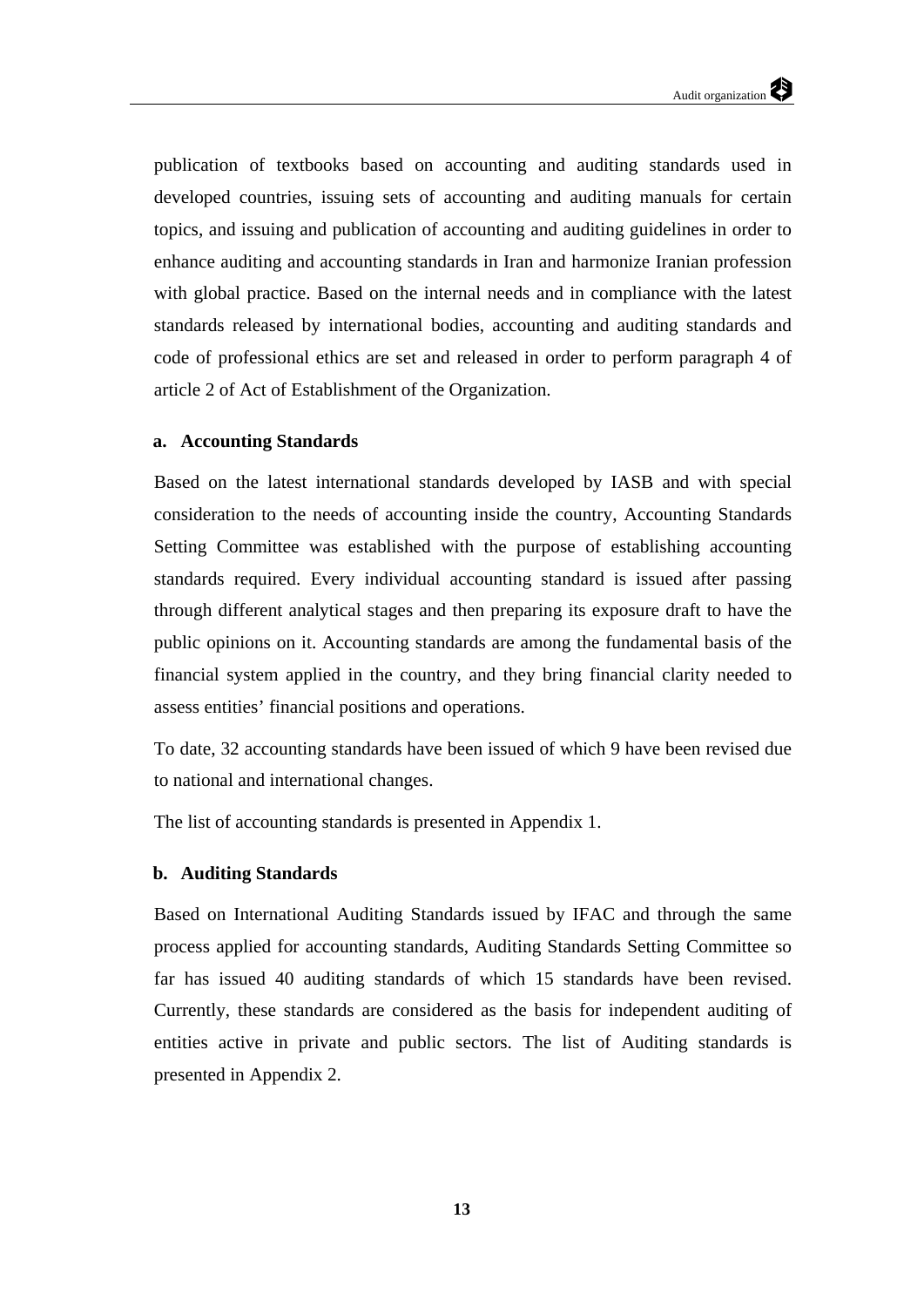publication of textbooks based on accounting and auditing standards used in developed countries, issuing sets of accounting and auditing manuals for certain topics, and issuing and publication of accounting and auditing guidelines in order to enhance auditing and accounting standards in Iran and harmonize Iranian profession with global practice. Based on the internal needs and in compliance with the latest standards released by international bodies, accounting and auditing standards and code of professional ethics are set and released in order to perform paragraph 4 of article 2 of Act of Establishment of the Organization.

### a. Accounting Standards

Based on the latest international standards developed by IASB and with special consideration to the needs of accounting inside the country, Accounting Standards Setting Committee was established with the purpose of establishing accounting standards required. Every individual accounting standard is issued after passing through different analytical stages and then preparing its exposure draft to have the public opinions on it. Accounting standards are among the fundamental basis of the financial system applied in the country, and they bring financial clarity needed to assess entities' financial positions and operations.

To date, 32 accounting standards have been issued of which 9 have been revised due to national and international changes.

The list of accounting standards is presented in Appendix 1.

### b. Auditing Standards

Based on International Auditing Standards issued by IFAC and through the same process applied for accounting standards, Auditing Standards Setting Committee so far has issued 40 auditing standards of which 15 standards have been revised. Currently, these standards are considered as the basis for independent auditing of entities active in private and public sectors. The list of Auditing standards is presented in Appendix 2.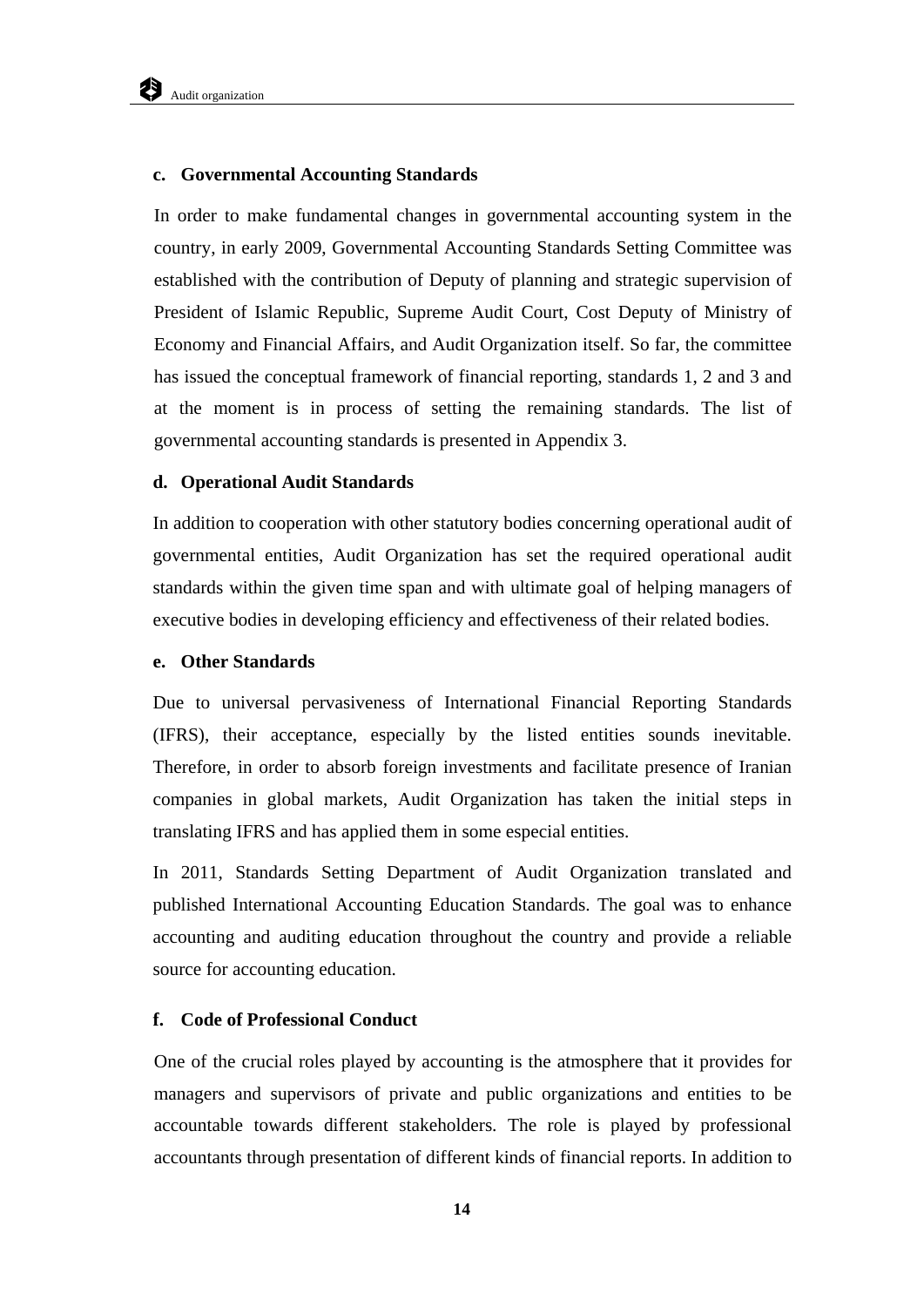### c. Governmental Accounting Standards

In order to make fundamental changes in governmental accounting system in the country, in early 2009, Governmental Accounting Standards Setting Committee was established with the contribution of Deputy of planning and strategic supervision of President of Islamic Republic, Supreme Audit Court, Cost Deputy of Ministry of Economy and Financial Affairs, and Audit Organization itself. So far, the committee has issued the conceptual framework of financial reporting, standards 1, 2 and 3 and at the moment is in process of setting the remaining standards. The list of governmental accounting standards is presented in Appendix 3.

### d. Operational Audit Standards

In addition to cooperation with other statutory bodies concerning operational audit of governmental entities, Audit Organization has set the required operational audit standards within the given time span and with ultimate goal of helping managers of executive bodies in developing efficiency and effectiveness of their related bodies.

### e. Other Standards

Due to universal pervasiveness of International Financial Reporting Standards (IFRS), their acceptance, especially by the listed entities sounds inevitable. Therefore, in order to absorb foreign investments and facilitate presence of Iranian companies in global markets, Audit Organization has taken the initial steps in translating IFRS and has applied them in some especial entities.

In 2011, Standards Setting Department of Audit Organization translated and published International Accounting Education Standards. The goal was to enhance accounting and auditing education throughout the country and provide a reliable source for accounting education.

### f. Code of Professional Conduct

One of the crucial roles played by accounting is the atmosphere that it provides for managers and supervisors of private and public organizations and entities to be accountable towards different stakeholders. The role is played by professional accountants through presentation of different kinds of financial reports. In addition to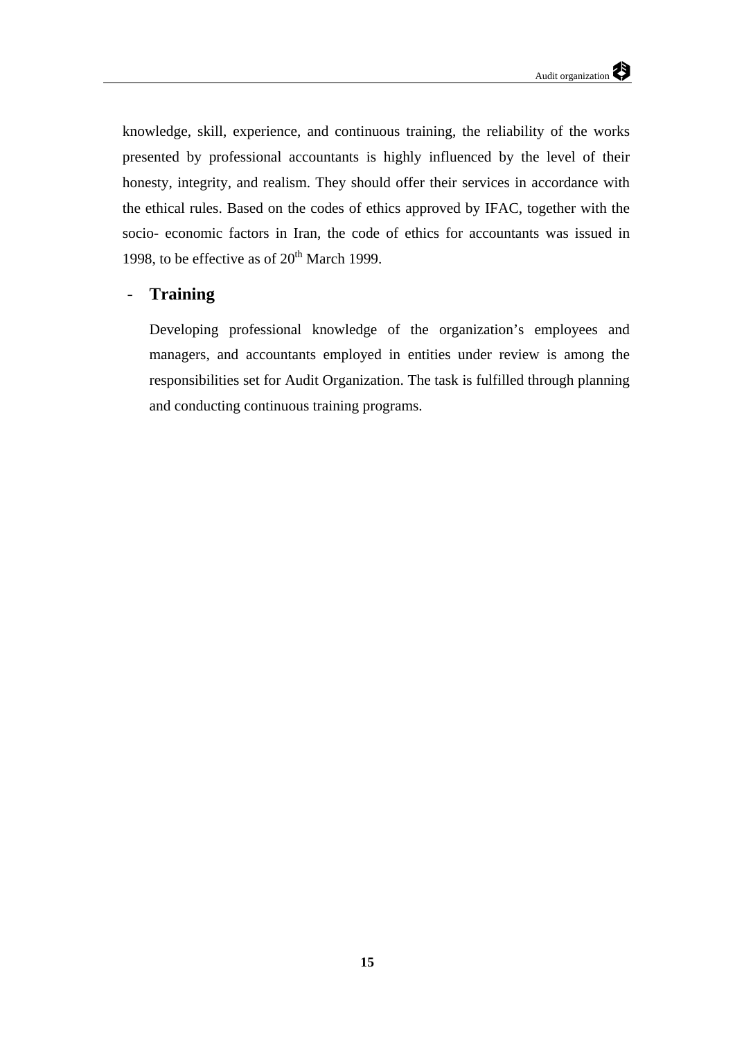knowledge, skill, experience, and continuous training, the reliability of the works presented by professional accountants is highly influenced by the level of their honesty, integrity, and realism. They should offer their services in accordance with the ethical rules. Based on the codes of ethics approved by IFAC, together with the socio- economic factors in Iran, the code of ethics for accountants was issued in 1998, to be effective as of 20th March 1999.

- **Training**

  Developing professional knowledge of the organization's employees and managers, and accountants employed in entities under review is among the responsibilities set for Audit Organization. The task is fulfilled through planning and conducting continuous training programs.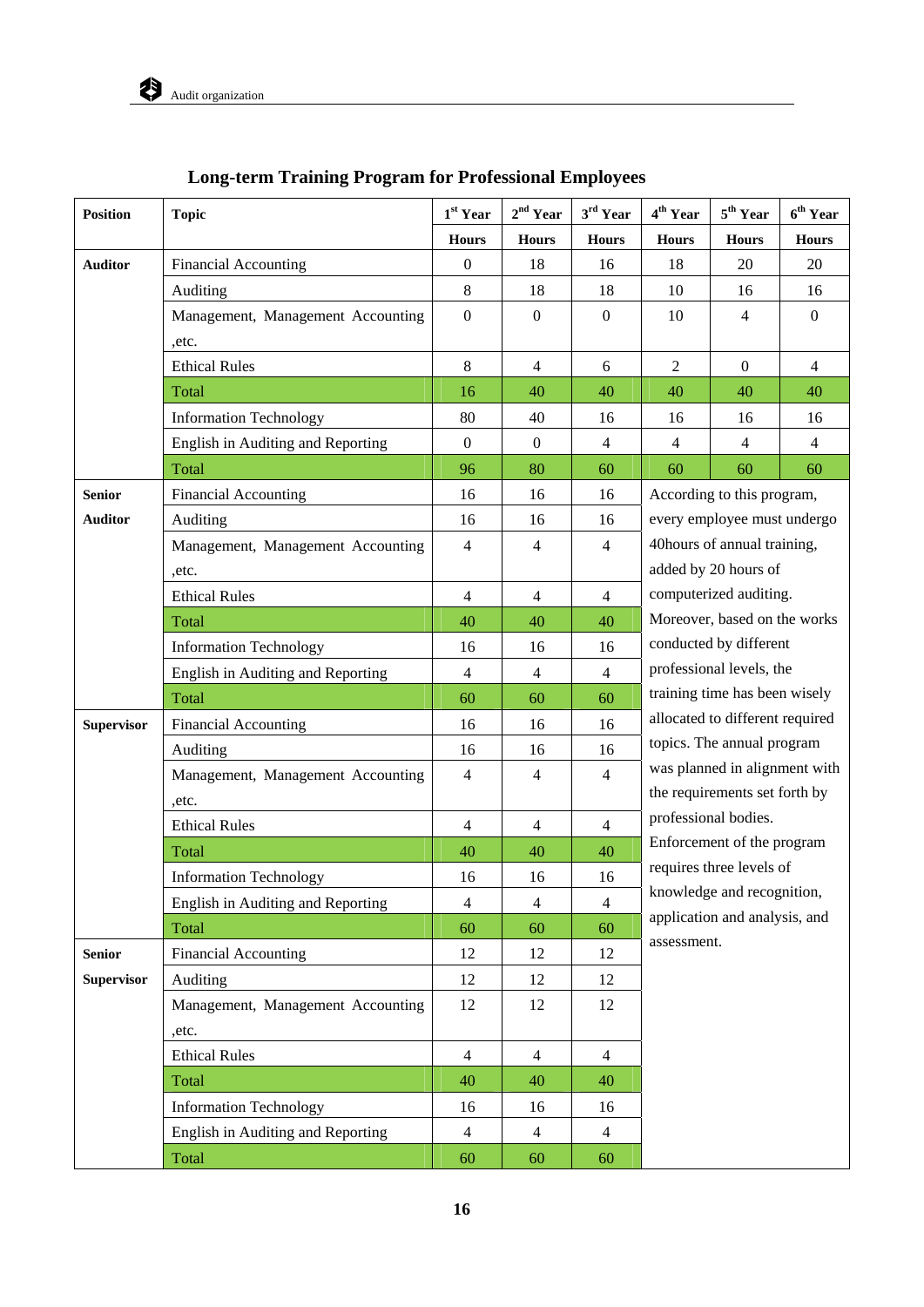## Long-term Training Program for Professional Employees

| Position | Topic | 1st Year | 2nd Year | 3rd Year | 4th Year | 5th Year | 6th Year |
|---|---|---|---|---|---|---|---|
| | | Hours | Hours | Hours | Hours | Hours | Hours |
| Auditor | Financial Accounting | 0 | 18 | 16 | 18 | 20 | 20 |
| | Auditing | 8 | 18 | 18 | 10 | 16 | 16 |
| | Management, Management Accounting ,etc. | 0 | 0 | 0 | 10 | 4 | 0 |
| | Ethical Rules | 8 | 4 | 6 | 2 | 0 | 4 |
| | Total | 16 | 40 | 40 | 40 | 40 | 40 |
| | Information Technology | 80 | 40 | 16 | 16 | 16 | 16 |
| | English in Auditing and Reporting | 0 | 0 | 4 | 4 | 4 | 4 |
| | Total | 96 | 80 | 60 | 60 | 60 | 60 |
| Senior Auditor | Financial Accounting | 16 | 16 | 16 | | | |
| | Auditing | 16 | 16 | 16 | | | |
| | Management, Management Accounting ,etc. | 4 | 4 | 4 | | | |
| | Ethical Rules | 4 | 4 | 4 | | | |
| | Total | 40 | 40 | 40 | | | |
| | Information Technology | 16 | 16 | 16 | | | |
| | English in Auditing and Reporting | 4 | 4 | 4 | | | |
| | Total | 60 | 60 | 60 | | | |
| Supervisor | Financial Accounting | 16 | 16 | 16 | | | |
| | Auditing | 16 | 16 | 16 | | | |
| | Management, Management Accounting ,etc. | 4 | 4 | 4 | | | |
| | Ethical Rules | 4 | 4 | 4 | | | |
| | Total | 40 | 40 | 40 | | | |
| | Information Technology | 16 | 16 | 16 | | | |
| | English in Auditing and Reporting | 4 | 4 | 4 | | | |
| | Total | 60 | 60 | 60 | | | |
| Senior Supervisor | Financial Accounting | 12 | 12 | 12 | | | |
| | Auditing | 12 | 12 | 12 | | | |
| | Management, Management Accounting ,etc. | 12 | 12 | 12 | | | |
| | Ethical Rules | 4 | 4 | 4 | | | |
| | Total | 40 | 40 | 40 | | | |
| | Information Technology | 16 | 16 | 16 | | | |
| | English in Auditing and Reporting | 4 | 4 | 4 | | | |
| | Total | 60 | 60 | 60 | | | |

According to this program, every employee must undergo 40hours of annual training, added by 20 hours of computerized auditing. Moreover, based on the works conducted by different professional levels, the training time has been wisely allocated to different required topics. The annual program was planned in alignment with the requirements set forth by professional bodies. Enforcement of the program requires three levels of knowledge and recognition, application and analysis, and assessment.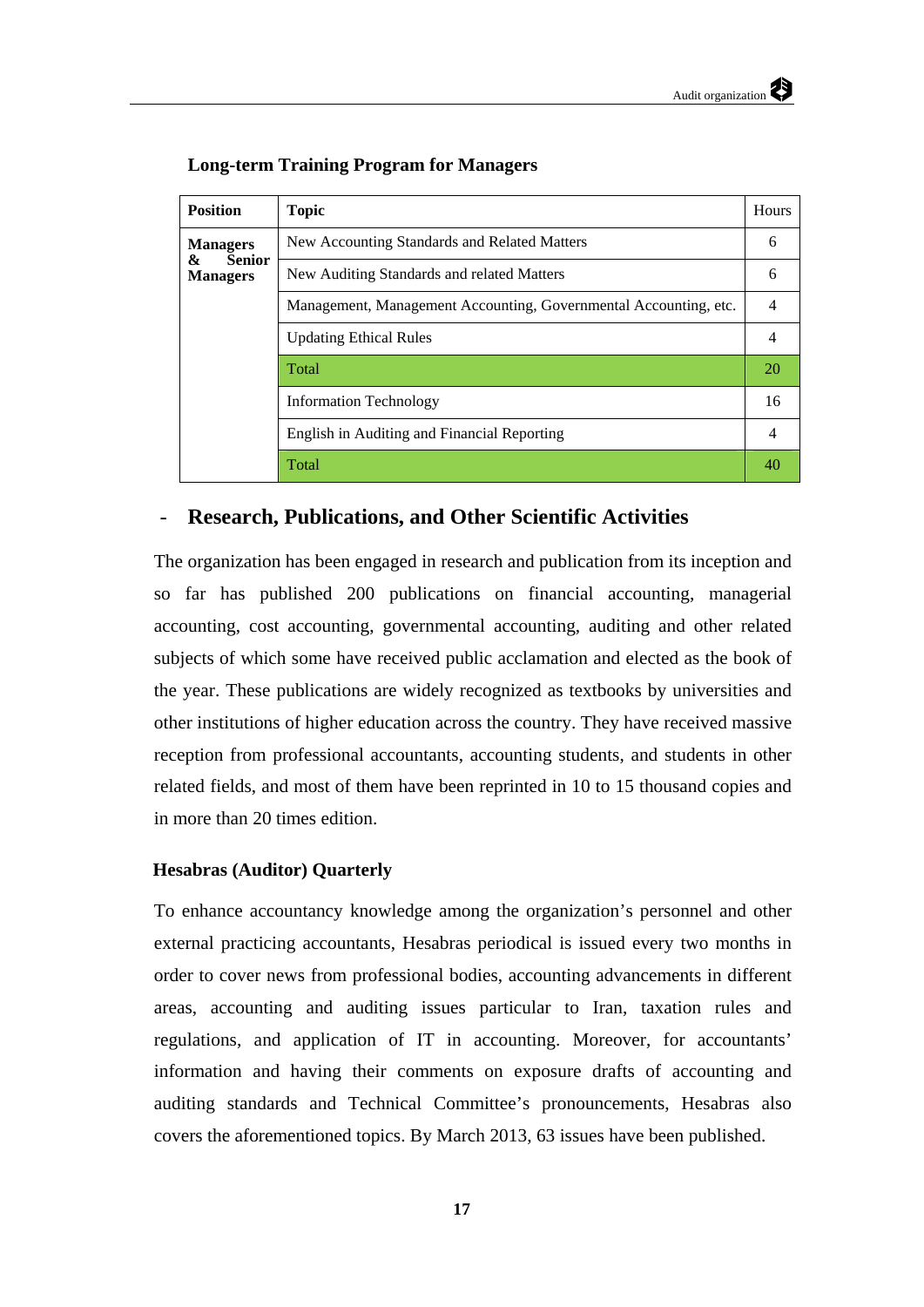**Long-term Training Program for Managers**

| Position | Topic | Hours |
|---|---|---|
| **Managers & Senior Managers** | New Accounting Standards and Related Matters | 6 |
| | New Auditing Standards and related Matters | 6 |
| | Management, Management Accounting, Governmental Accounting, etc. | 4 |
| | Updating Ethical Rules | 4 |
| | Total | 20 |
| | Information Technology | 16 |
| | English in Auditing and Financial Reporting | 4 |
| | Total | 40 |

## - Research, Publications, and Other Scientific Activities

The organization has been engaged in research and publication from its inception and so far has published 200 publications on financial accounting, managerial accounting, cost accounting, governmental accounting, auditing and other related subjects of which some have received public acclamation and elected as the book of the year. These publications are widely recognized as textbooks by universities and other institutions of higher education across the country. They have received massive reception from professional accountants, accounting students, and students in other related fields, and most of them have been reprinted in 10 to 15 thousand copies and in more than 20 times edition.

### Hesabras (Auditor) Quarterly

To enhance accountancy knowledge among the organization's personnel and other external practicing accountants, Hesabras periodical is issued every two months in order to cover news from professional bodies, accounting advancements in different areas, accounting and auditing issues particular to Iran, taxation rules and regulations, and application of IT in accounting. Moreover, for accountants' information and having their comments on exposure drafts of accounting and auditing standards and Technical Committee's pronouncements, Hesabras also covers the aforementioned topics. By March 2013, 63 issues have been published.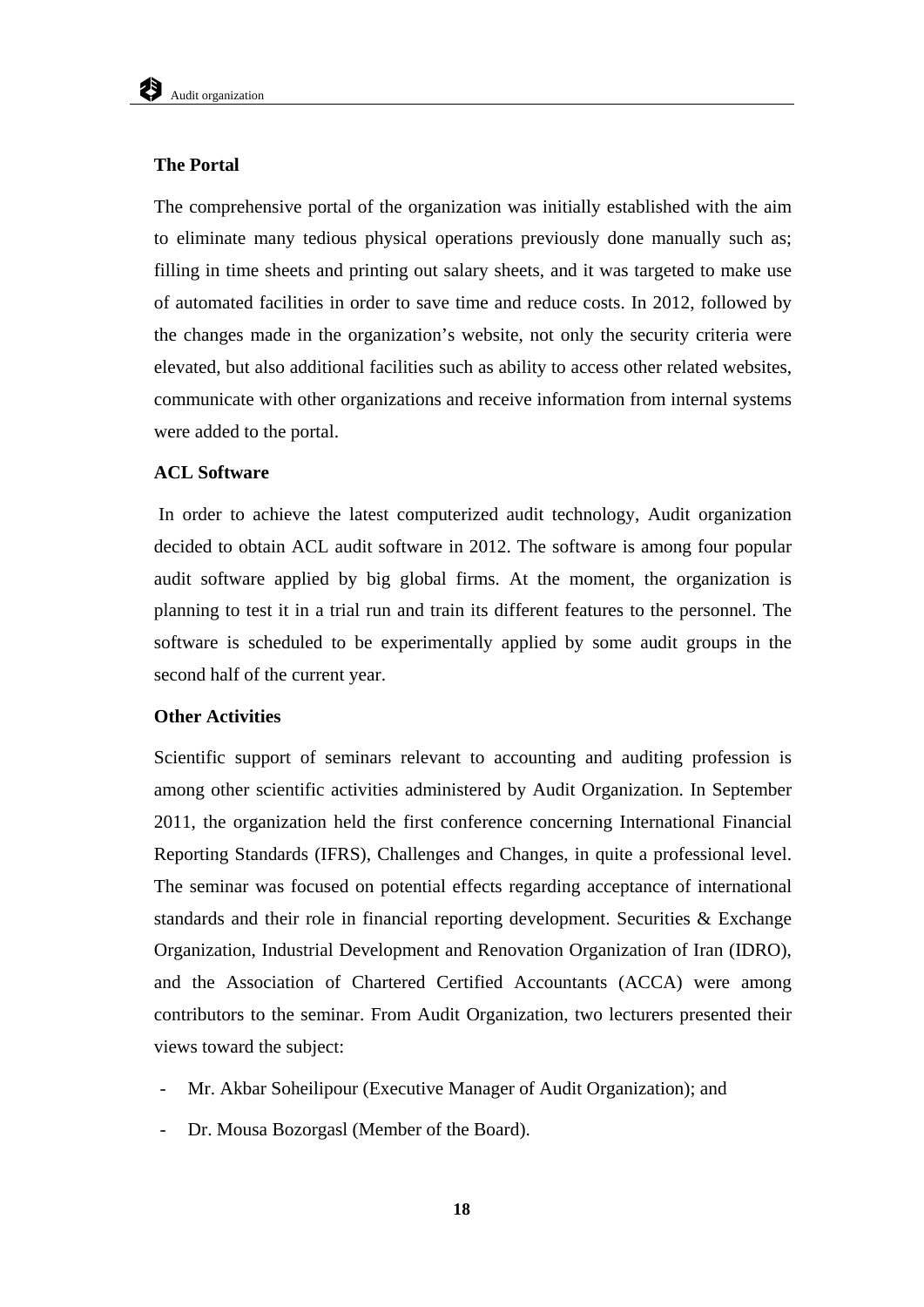**The Portal**

The comprehensive portal of the organization was initially established with the aim to eliminate many tedious physical operations previously done manually such as; filling in time sheets and printing out salary sheets, and it was targeted to make use of automated facilities in order to save time and reduce costs. In 2012, followed by the changes made in the organization's website, not only the security criteria were elevated, but also additional facilities such as ability to access other related websites, communicate with other organizations and receive information from internal systems were added to the portal.

**ACL Software**

In order to achieve the latest computerized audit technology, Audit organization decided to obtain ACL audit software in 2012. The software is among four popular audit software applied by big global firms. At the moment, the organization is planning to test it in a trial run and train its different features to the personnel. The software is scheduled to be experimentally applied by some audit groups in the second half of the current year.

**Other Activities**

Scientific support of seminars relevant to accounting and auditing profession is among other scientific activities administered by Audit Organization. In September 2011, the organization held the first conference concerning International Financial Reporting Standards (IFRS), Challenges and Changes, in quite a professional level. The seminar was focused on potential effects regarding acceptance of international standards and their role in financial reporting development. Securities & Exchange Organization, Industrial Development and Renovation Organization of Iran (IDRO), and the Association of Chartered Certified Accountants (ACCA) were among contributors to the seminar. From Audit Organization, two lecturers presented their views toward the subject:

- Mr. Akbar Soheilipour (Executive Manager of Audit Organization); and
- Dr. Mousa Bozorgasl (Member of the Board).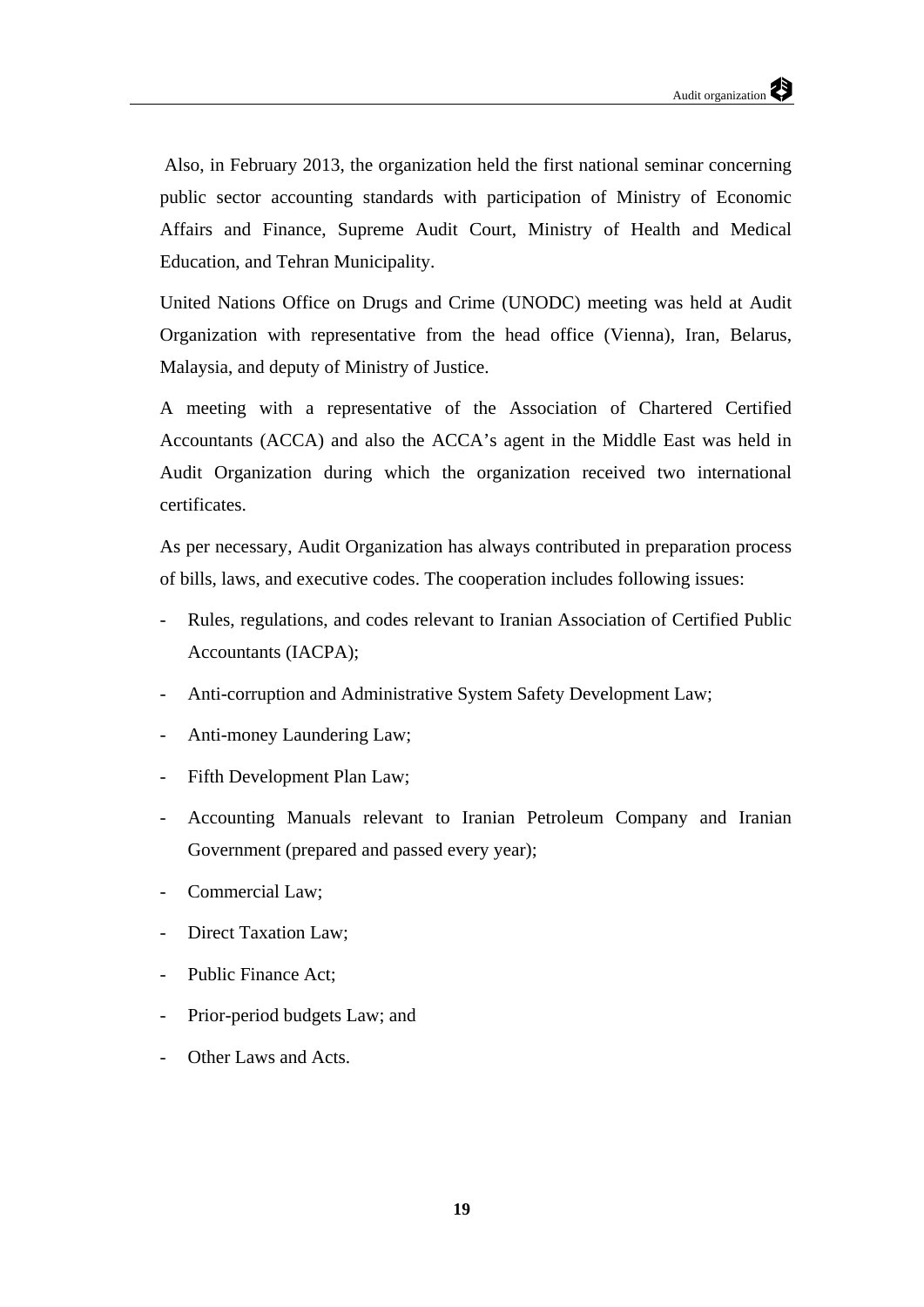Also, in February 2013, the organization held the first national seminar concerning public sector accounting standards with participation of Ministry of Economic Affairs and Finance, Supreme Audit Court, Ministry of Health and Medical Education, and Tehran Municipality.

United Nations Office on Drugs and Crime (UNODC) meeting was held at Audit Organization with representative from the head office (Vienna), Iran, Belarus, Malaysia, and deputy of Ministry of Justice.

A meeting with a representative of the Association of Chartered Certified Accountants (ACCA) and also the ACCA's agent in the Middle East was held in Audit Organization during which the organization received two international certificates.

As per necessary, Audit Organization has always contributed in preparation process of bills, laws, and executive codes. The cooperation includes following issues:

- Rules, regulations, and codes relevant to Iranian Association of Certified Public Accountants (IACPA);
- Anti-corruption and Administrative System Safety Development Law;
- Anti-money Laundering Law;
- Fifth Development Plan Law;
- Accounting Manuals relevant to Iranian Petroleum Company and Iranian Government (prepared and passed every year);
- Commercial Law;
- Direct Taxation Law;
- Public Finance Act;
- Prior-period budgets Law; and
- Other Laws and Acts.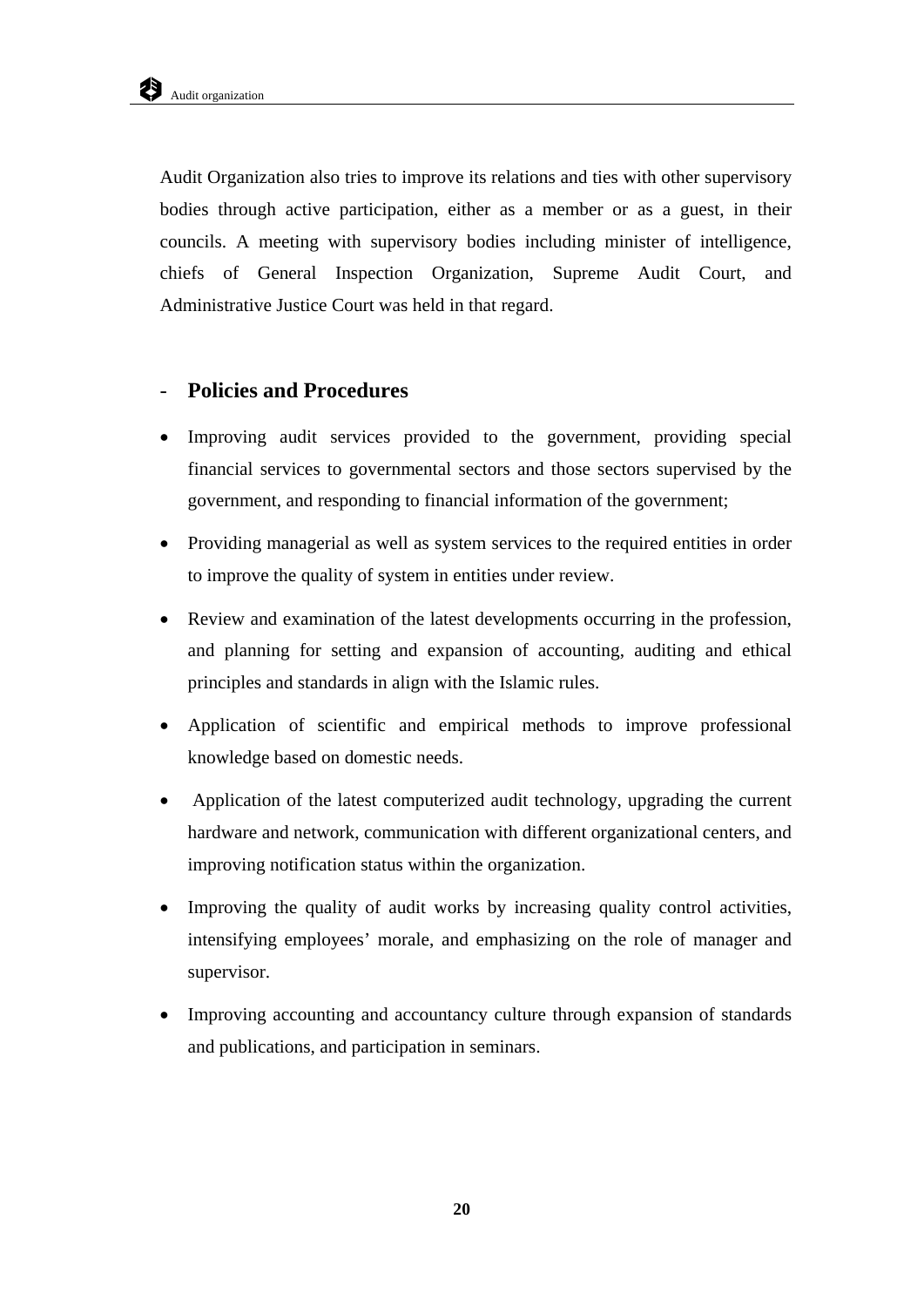Audit Organization also tries to improve its relations and ties with other supervisory bodies through active participation, either as a member or as a guest, in their councils. A meeting with supervisory bodies including minister of intelligence, chiefs of General Inspection Organization, Supreme Audit Court, and Administrative Justice Court was held in that regard.

## - Policies and Procedures

- Improving audit services provided to the government, providing special financial services to governmental sectors and those sectors supervised by the government, and responding to financial information of the government;
- Providing managerial as well as system services to the required entities in order to improve the quality of system in entities under review.
- Review and examination of the latest developments occurring in the profession, and planning for setting and expansion of accounting, auditing and ethical principles and standards in align with the Islamic rules.
- Application of scientific and empirical methods to improve professional knowledge based on domestic needs.
- Application of the latest computerized audit technology, upgrading the current hardware and network, communication with different organizational centers, and improving notification status within the organization.
- Improving the quality of audit works by increasing quality control activities, intensifying employees' morale, and emphasizing on the role of manager and supervisor.
- Improving accounting and accountancy culture through expansion of standards and publications, and participation in seminars.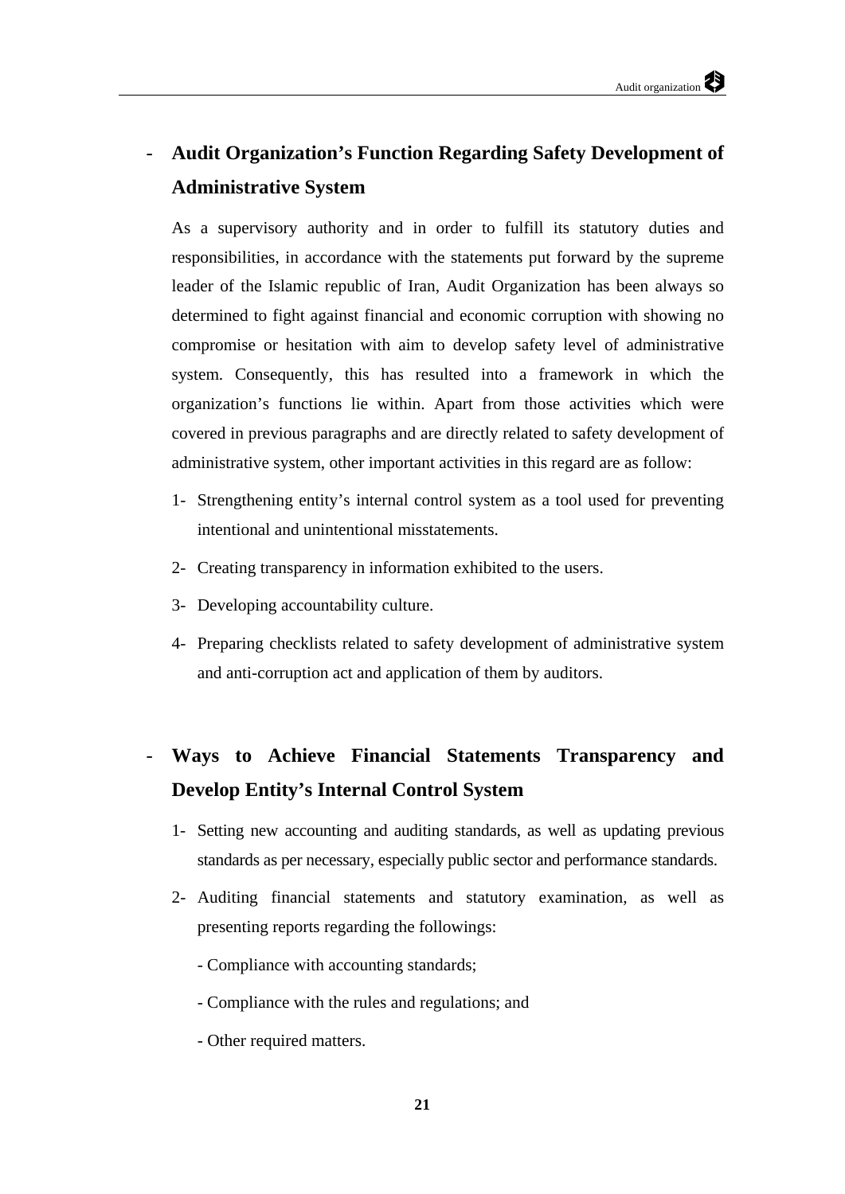- **Audit Organization's Function Regarding Safety Development of Administrative System**

  As a supervisory authority and in order to fulfill its statutory duties and responsibilities, in accordance with the statements put forward by the supreme leader of the Islamic republic of Iran, Audit Organization has been always so determined to fight against financial and economic corruption with showing no compromise or hesitation with aim to develop safety level of administrative system. Consequently, this has resulted into a framework in which the organization's functions lie within. Apart from those activities which were covered in previous paragraphs and are directly related to safety development of administrative system, other important activities in this regard are as follow:

  1- Strengthening entity's internal control system as a tool used for preventing intentional and unintentional misstatements.

  2- Creating transparency in information exhibited to the users.

  3- Developing accountability culture.

  4- Preparing checklists related to safety development of administrative system and anti-corruption act and application of them by auditors.

- **Ways to Achieve Financial Statements Transparency and Develop Entity's Internal Control System**

  1- Setting new accounting and auditing standards, as well as updating previous standards as per necessary, especially public sector and performance standards.

  2- Auditing financial statements and statutory examination, as well as presenting reports regarding the followings:

  - Compliance with accounting standards;

  - Compliance with the rules and regulations; and

  - Other required matters.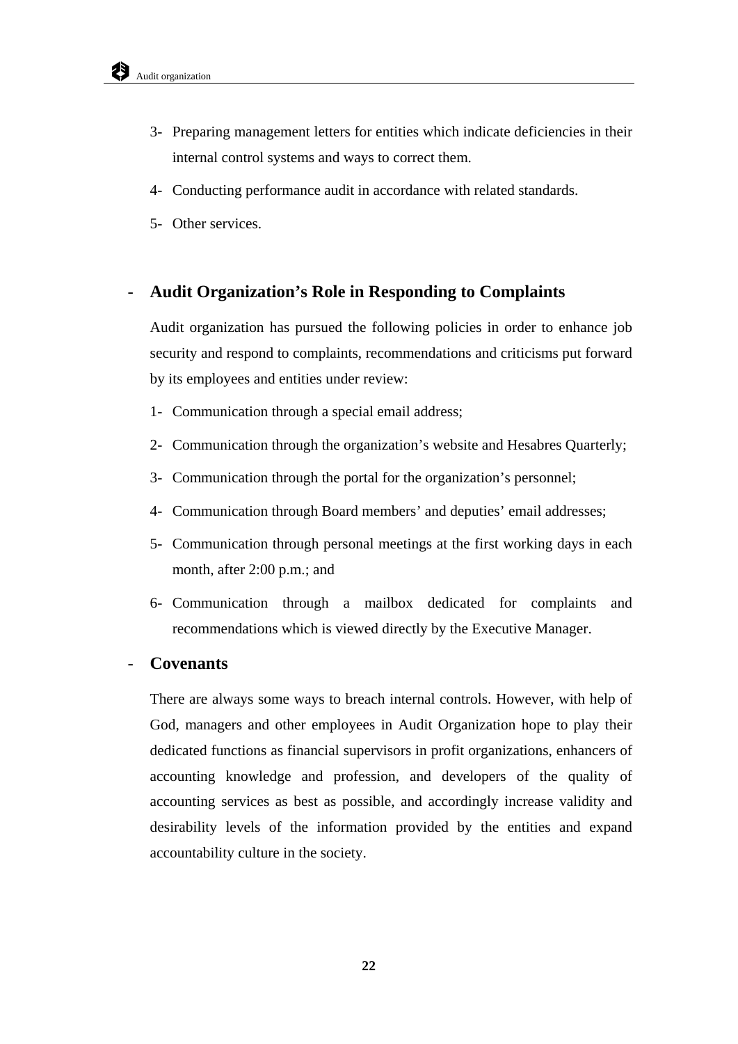3- Preparing management letters for entities which indicate deficiencies in their internal control systems and ways to correct them.

4- Conducting performance audit in accordance with related standards.

5- Other services.

## - Audit Organization’s Role in Responding to Complaints

Audit organization has pursued the following policies in order to enhance job security and respond to complaints, recommendations and criticisms put forward by its employees and entities under review:

1- Communication through a special email address;

2- Communication through the organization’s website and Hesabres Quarterly;

3- Communication through the portal for the organization’s personnel;

4- Communication through Board members’ and deputies’ email addresses;

5- Communication through personal meetings at the first working days in each month, after 2:00 p.m.; and

6- Communication through a mailbox dedicated for complaints and recommendations which is viewed directly by the Executive Manager.

## - Covenants

There are always some ways to breach internal controls. However, with help of God, managers and other employees in Audit Organization hope to play their dedicated functions as financial supervisors in profit organizations, enhancers of accounting knowledge and profession, and developers of the quality of accounting services as best as possible, and accordingly increase validity and desirability levels of the information provided by the entities and expand accountability culture in the society.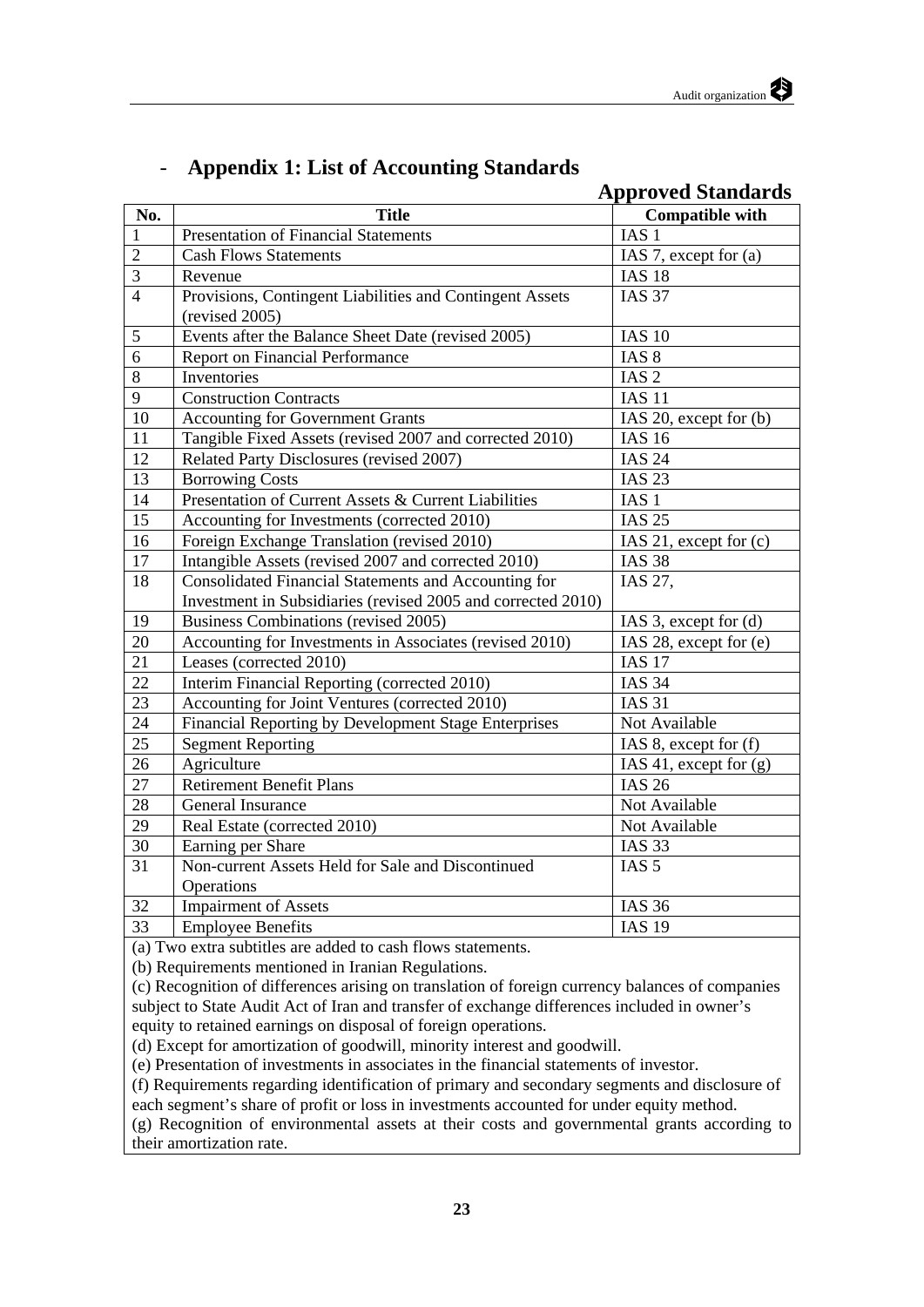## - Appendix 1: List of Accounting Standards

### Approved Standards

| No. | Title | Compatible with |
|---|---|---|
| 1 | Presentation of Financial Statements | IAS 1 |
| 2 | Cash Flows Statements | IAS 7, except for (a) |
| 3 | Revenue | IAS 18 |
| 4 | Provisions, Contingent Liabilities and Contingent Assets (revised 2005) | IAS 37 |
| 5 | Events after the Balance Sheet Date (revised 2005) | IAS 10 |
| 6 | Report on Financial Performance | IAS 8 |
| 8 | Inventories | IAS 2 |
| 9 | Construction Contracts | IAS 11 |
| 10 | Accounting for Government Grants | IAS 20, except for (b) |
| 11 | Tangible Fixed Assets (revised 2007 and corrected 2010) | IAS 16 |
| 12 | Related Party Disclosures (revised 2007) | IAS 24 |
| 13 | Borrowing Costs | IAS 23 |
| 14 | Presentation of Current Assets & Current Liabilities | IAS 1 |
| 15 | Accounting for Investments (corrected 2010) | IAS 25 |
| 16 | Foreign Exchange Translation (revised 2010) | IAS 21, except for (c) |
| 17 | Intangible Assets (revised 2007 and corrected 2010) | IAS 38 |
| 18 | Consolidated Financial Statements and Accounting for Investment in Subsidiaries (revised 2005 and corrected 2010) | IAS 27, |
| 19 | Business Combinations (revised 2005) | IAS 3, except for (d) |
| 20 | Accounting for Investments in Associates (revised 2010) | IAS 28, except for (e) |
| 21 | Leases (corrected 2010) | IAS 17 |
| 22 | Interim Financial Reporting (corrected 2010) | IAS 34 |
| 23 | Accounting for Joint Ventures (corrected 2010) | IAS 31 |
| 24 | Financial Reporting by Development Stage Enterprises | Not Available |
| 25 | Segment Reporting | IAS 8, except for (f) |
| 26 | Agriculture | IAS 41, except for (g) |
| 27 | Retirement Benefit Plans | IAS 26 |
| 28 | General Insurance | Not Available |
| 29 | Real Estate (corrected 2010) | Not Available |
| 30 | Earning per Share | IAS 33 |
| 31 | Non-current Assets Held for Sale and Discontinued Operations | IAS 5 |
| 32 | Impairment of Assets | IAS 36 |
| 33 | Employee Benefits | IAS 19 |

(a) Two extra subtitles are added to cash flows statements.

(b) Requirements mentioned in Iranian Regulations.

(c) Recognition of differences arising on translation of foreign currency balances of companies subject to State Audit Act of Iran and transfer of exchange differences included in owner's equity to retained earnings on disposal of foreign operations.

(d) Except for amortization of goodwill, minority interest and goodwill.

(e) Presentation of investments in associates in the financial statements of investor.

(f) Requirements regarding identification of primary and secondary segments and disclosure of each segment's share of profit or loss in investments accounted for under equity method.

(g) Recognition of environmental assets at their costs and governmental grants according to their amortization rate.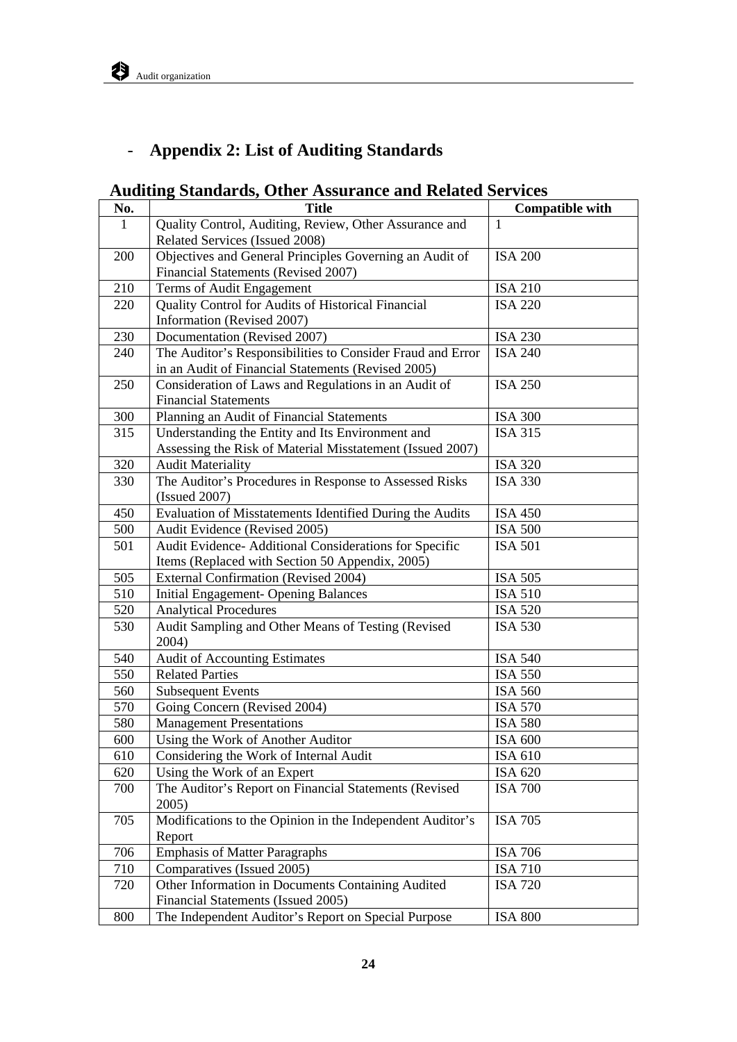- **Appendix 2: List of Auditing Standards**

## Auditing Standards, Other Assurance and Related Services

| No. | Title | Compatible with |
|---|---|---|
| 1 | Quality Control, Auditing, Review, Other Assurance and Related Services (Issued 2008) | 1 |
| 200 | Objectives and General Principles Governing an Audit of Financial Statements (Revised 2007) | ISA 200 |
| 210 | Terms of Audit Engagement | ISA 210 |
| 220 | Quality Control for Audits of Historical Financial Information (Revised 2007) | ISA 220 |
| 230 | Documentation (Revised 2007) | ISA 230 |
| 240 | The Auditor's Responsibilities to Consider Fraud and Error in an Audit of Financial Statements (Revised 2005) | ISA 240 |
| 250 | Consideration of Laws and Regulations in an Audit of Financial Statements | ISA 250 |
| 300 | Planning an Audit of Financial Statements | ISA 300 |
| 315 | Understanding the Entity and Its Environment and Assessing the Risk of Material Misstatement (Issued 2007) | ISA 315 |
| 320 | Audit Materiality | ISA 320 |
| 330 | The Auditor's Procedures in Response to Assessed Risks (Issued 2007) | ISA 330 |
| 450 | Evaluation of Misstatements Identified During the Audits | ISA 450 |
| 500 | Audit Evidence (Revised 2005) | ISA 500 |
| 501 | Audit Evidence- Additional Considerations for Specific Items (Replaced with Section 50 Appendix, 2005) | ISA 501 |
| 505 | External Confirmation (Revised 2004) | ISA 505 |
| 510 | Initial Engagement- Opening Balances | ISA 510 |
| 520 | Analytical Procedures | ISA 520 |
| 530 | Audit Sampling and Other Means of Testing (Revised 2004) | ISA 530 |
| 540 | Audit of Accounting Estimates | ISA 540 |
| 550 | Related Parties | ISA 550 |
| 560 | Subsequent Events | ISA 560 |
| 570 | Going Concern (Revised 2004) | ISA 570 |
| 580 | Management Presentations | ISA 580 |
| 600 | Using the Work of Another Auditor | ISA 600 |
| 610 | Considering the Work of Internal Audit | ISA 610 |
| 620 | Using the Work of an Expert | ISA 620 |
| 700 | The Auditor's Report on Financial Statements (Revised 2005) | ISA 700 |
| 705 | Modifications to the Opinion in the Independent Auditor's Report | ISA 705 |
| 706 | Emphasis of Matter Paragraphs | ISA 706 |
| 710 | Comparatives (Issued 2005) | ISA 710 |
| 720 | Other Information in Documents Containing Audited Financial Statements (Issued 2005) | ISA 720 |
| 800 | The Independent Auditor's Report on Special Purpose | ISA 800 |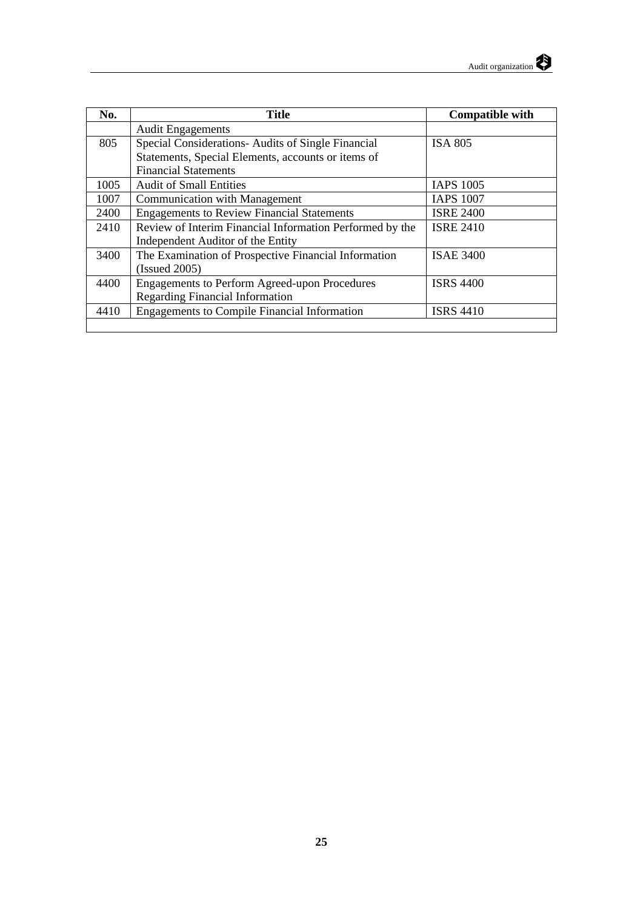| No. | Title | Compatible with |
|---|---|---|
| | Audit Engagements | |
| 805 | Special Considerations- Audits of Single Financial Statements, Special Elements, accounts or items of Financial Statements | ISA 805 |
| 1005 | Audit of Small Entities | IAPS 1005 |
| 1007 | Communication with Management | IAPS 1007 |
| 2400 | Engagements to Review Financial Statements | ISRE 2400 |
| 2410 | Review of Interim Financial Information Performed by the Independent Auditor of the Entity | ISRE 2410 |
| 3400 | The Examination of Prospective Financial Information (Issued 2005) | ISAE 3400 |
| 4400 | Engagements to Perform Agreed-upon Procedures Regarding Financial Information | ISRS 4400 |
| 4410 | Engagements to Compile Financial Information | ISRS 4410 |
| | | |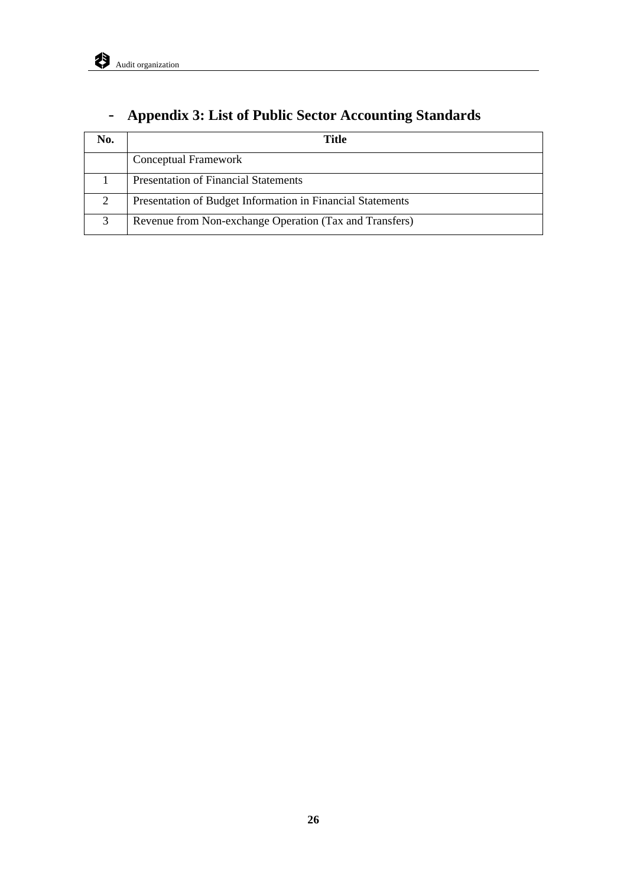## - Appendix 3: List of Public Sector Accounting Standards

| No. | Title |
|---|---|
| | Conceptual Framework |
| 1 | Presentation of Financial Statements |
| 2 | Presentation of Budget Information in Financial Statements |
| 3 | Revenue from Non-exchange Operation (Tax and Transfers) |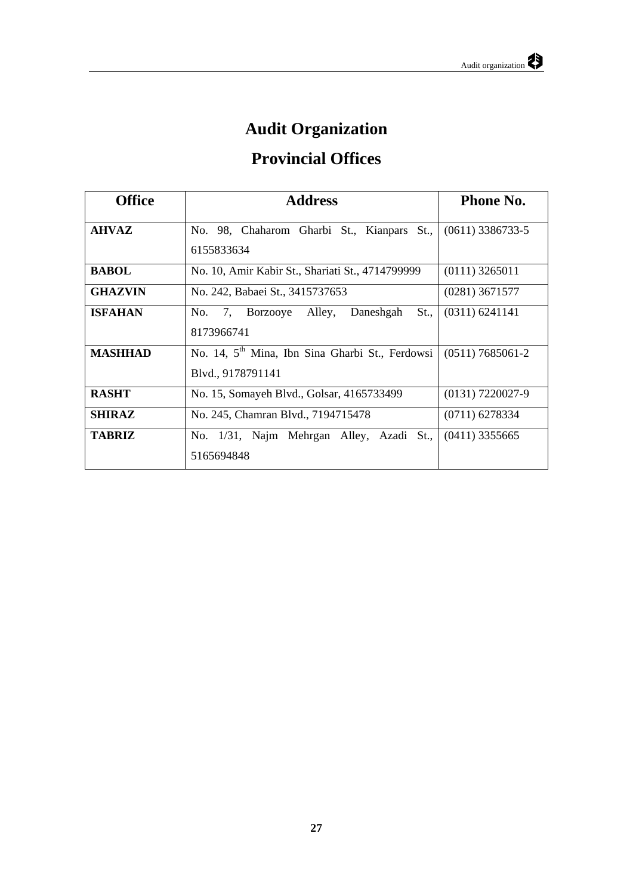# Audit Organization

## Provincial Offices

| Office | Address | Phone No. |
|---|---|---|
| **AHVAZ** | No. 98, Chaharom Gharbi St., Kianpars St., 6155833634 | (0611) 3386733-5 |
| **BABOL** | No. 10, Amir Kabir St., Shariati St., 4714799999 | (0111) 3265011 |
| **GHAZVIN** | No. 242, Babaei St., 3415737653 | (0281) 3671577 |
| **ISFAHAN** | No. 7, Borzooye Alley, Daneshgah St., 8173966741 | (0311) 6241141 |
| **MASHHAD** | No. 14, 5th Mina, Ibn Sina Gharbi St., Ferdowsi Blvd., 9178791141 | (0511) 7685061-2 |
| **RASHT** | No. 15, Somayeh Blvd., Golsar, 4165733499 | (0131) 7220027-9 |
| **SHIRAZ** | No. 245, Chamran Blvd., 7194715478 | (0711) 6278334 |
| **TABRIZ** | No. 1/31, Najm Mehrgan Alley, Azadi St., 5165694848 | (0411) 3355665 |